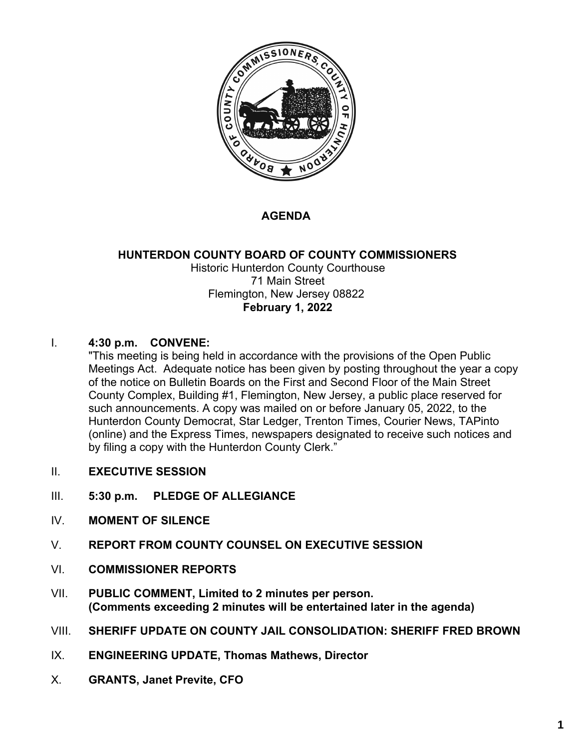# AGENDA

## HUNTERDON COUNTY BOARD OF COUNTY COMMISSIONERS

Historic Hunterdon County Courthouse
71 Main Street
Flemington, New Jersey 08822
**February 1, 2022**

I. **4:30 p.m. CONVENE:**
"This meeting is being held in accordance with the provisions of the Open Public Meetings Act. Adequate notice has been given by posting throughout the year a copy of the notice on Bulletin Boards on the First and Second Floor of the Main Street County Complex, Building #1, Flemington, New Jersey, a public place reserved for such announcements. A copy was mailed on or before January 05, 2022, to the Hunterdon County Democrat, Star Ledger, Trenton Times, Courier News, TAPinto (online) and the Express Times, newspapers designated to receive such notices and by filing a copy with the Hunterdon County Clerk."

II. **EXECUTIVE SESSION**

III. **5:30 p.m. PLEDGE OF ALLEGIANCE**

IV. **MOMENT OF SILENCE**

V. **REPORT FROM COUNTY COUNSEL ON EXECUTIVE SESSION**

VI. **COMMISSIONER REPORTS**

VII. **PUBLIC COMMENT, Limited to 2 minutes per person. (Comments exceeding 2 minutes will be entertained later in the agenda)**

VIII. **SHERIFF UPDATE ON COUNTY JAIL CONSOLIDATION: SHERIFF FRED BROWN**

IX. **ENGINEERING UPDATE, Thomas Mathews, Director**

X. **GRANTS, Janet Previte, CFO**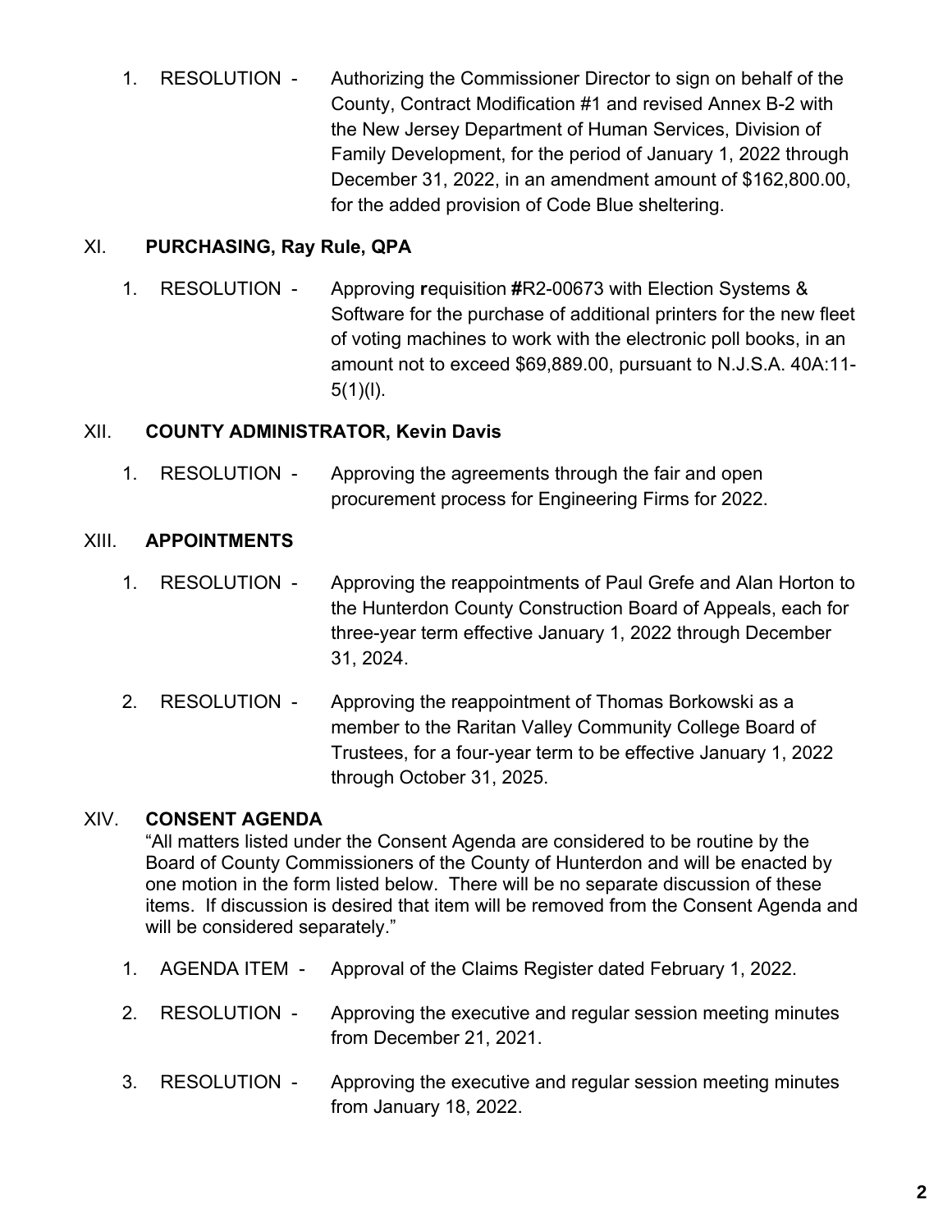1. RESOLUTION - Authorizing the Commissioner Director to sign on behalf of the County, Contract Modification #1 and revised Annex B-2 with the New Jersey Department of Human Services, Division of Family Development, for the period of January 1, 2022 through December 31, 2022, in an amendment amount of $162,800.00, for the added provision of Code Blue sheltering.

## XI. PURCHASING, Ray Rule, QPA

1. RESOLUTION - Approving **r**equisition **#**R2-00673 with Election Systems & Software for the purchase of additional printers for the new fleet of voting machines to work with the electronic poll books, in an amount not to exceed $69,889.00, pursuant to N.J.S.A. 40A:11-5(1)(l).

## XII. COUNTY ADMINISTRATOR, Kevin Davis

1. RESOLUTION - Approving the agreements through the fair and open procurement process for Engineering Firms for 2022.

## XIII. APPOINTMENTS

1. RESOLUTION - Approving the reappointments of Paul Grefe and Alan Horton to the Hunterdon County Construction Board of Appeals, each for three-year term effective January 1, 2022 through December 31, 2024.

2. RESOLUTION - Approving the reappointment of Thomas Borkowski as a member to the Raritan Valley Community College Board of Trustees, for a four-year term to be effective January 1, 2022 through October 31, 2025.

## XIV. CONSENT AGENDA

"All matters listed under the Consent Agenda are considered to be routine by the Board of County Commissioners of the County of Hunterdon and will be enacted by one motion in the form listed below. There will be no separate discussion of these items. If discussion is desired that item will be removed from the Consent Agenda and will be considered separately."

1. AGENDA ITEM - Approval of the Claims Register dated February 1, 2022.

2. RESOLUTION - Approving the executive and regular session meeting minutes from December 21, 2021.

3. RESOLUTION - Approving the executive and regular session meeting minutes from January 18, 2022.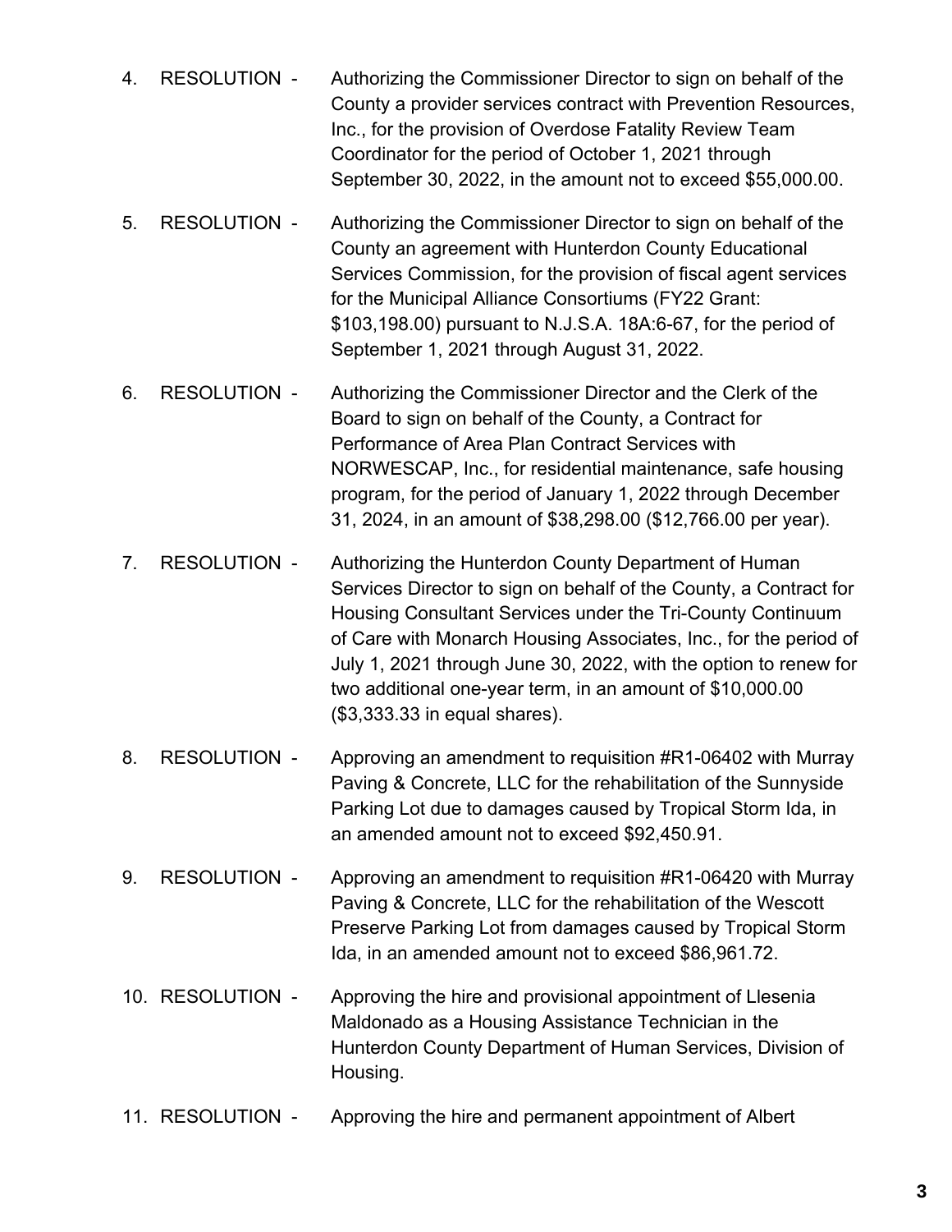4. RESOLUTION - Authorizing the Commissioner Director to sign on behalf of the County a provider services contract with Prevention Resources, Inc., for the provision of Overdose Fatality Review Team Coordinator for the period of October 1, 2021 through September 30, 2022, in the amount not to exceed $55,000.00.

5. RESOLUTION - Authorizing the Commissioner Director to sign on behalf of the County an agreement with Hunterdon County Educational Services Commission, for the provision of fiscal agent services for the Municipal Alliance Consortiums (FY22 Grant: $103,198.00) pursuant to N.J.S.A. 18A:6-67, for the period of September 1, 2021 through August 31, 2022.

6. RESOLUTION - Authorizing the Commissioner Director and the Clerk of the Board to sign on behalf of the County, a Contract for Performance of Area Plan Contract Services with NORWESCAP, Inc., for residential maintenance, safe housing program, for the period of January 1, 2022 through December 31, 2024, in an amount of $38,298.00 ($12,766.00 per year).

7. RESOLUTION - Authorizing the Hunterdon County Department of Human Services Director to sign on behalf of the County, a Contract for Housing Consultant Services under the Tri-County Continuum of Care with Monarch Housing Associates, Inc., for the period of July 1, 2021 through June 30, 2022, with the option to renew for two additional one-year term, in an amount of $10,000.00 ($3,333.33 in equal shares).

8. RESOLUTION - Approving an amendment to requisition #R1-06402 with Murray Paving & Concrete, LLC for the rehabilitation of the Sunnyside Parking Lot due to damages caused by Tropical Storm Ida, in an amended amount not to exceed $92,450.91.

9. RESOLUTION - Approving an amendment to requisition #R1-06420 with Murray Paving & Concrete, LLC for the rehabilitation of the Wescott Preserve Parking Lot from damages caused by Tropical Storm Ida, in an amended amount not to exceed $86,961.72.

10. RESOLUTION - Approving the hire and provisional appointment of Llesenia Maldonado as a Housing Assistance Technician in the Hunterdon County Department of Human Services, Division of Housing.

11. RESOLUTION - Approving the hire and permanent appointment of Albert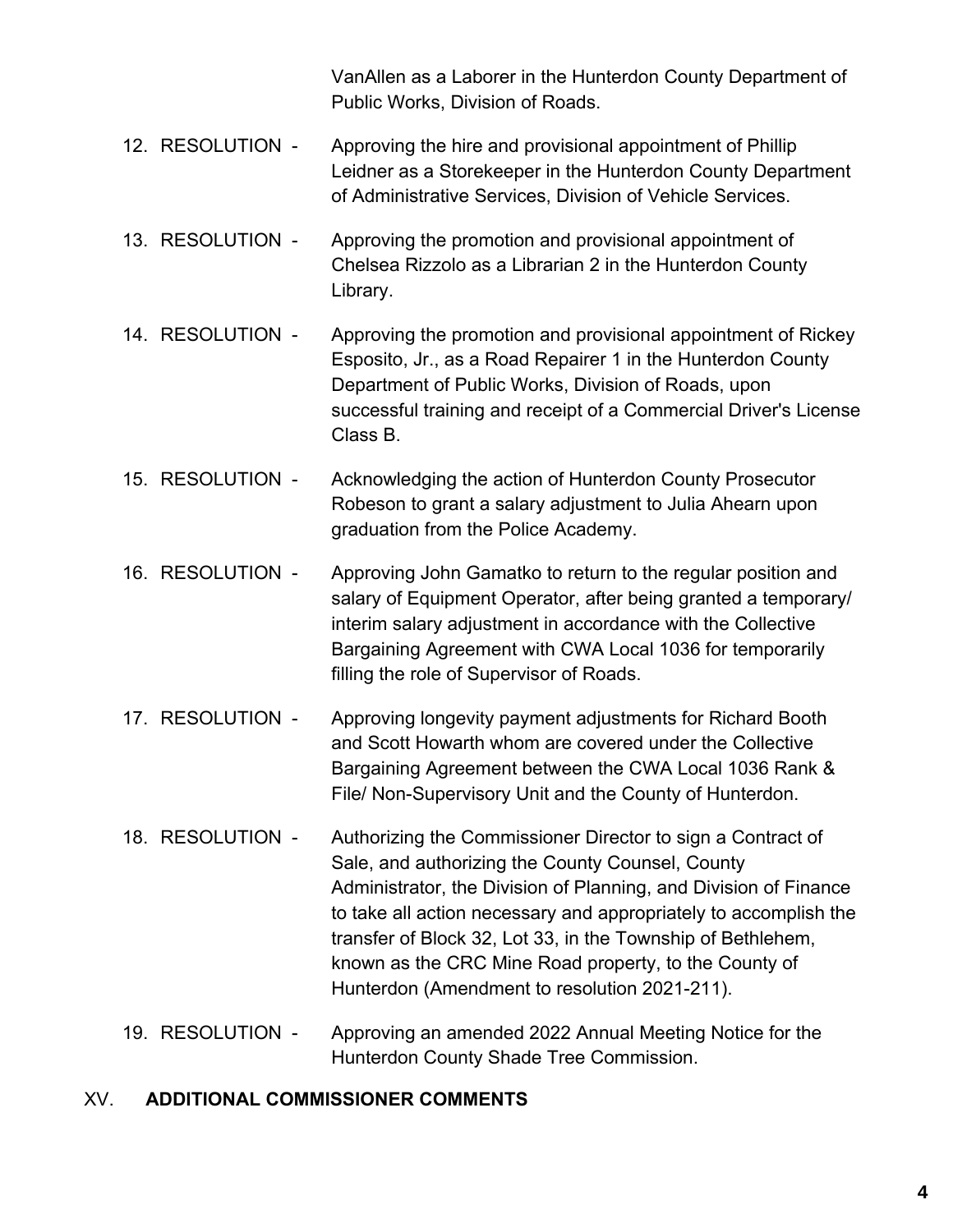VanAllen as a Laborer in the Hunterdon County Department of Public Works, Division of Roads.

12. RESOLUTION - Approving the hire and provisional appointment of Phillip Leidner as a Storekeeper in the Hunterdon County Department of Administrative Services, Division of Vehicle Services.

13. RESOLUTION - Approving the promotion and provisional appointment of Chelsea Rizzolo as a Librarian 2 in the Hunterdon County Library.

14. RESOLUTION - Approving the promotion and provisional appointment of Rickey Esposito, Jr., as a Road Repairer 1 in the Hunterdon County Department of Public Works, Division of Roads, upon successful training and receipt of a Commercial Driver's License Class B.

15. RESOLUTION - Acknowledging the action of Hunterdon County Prosecutor Robeson to grant a salary adjustment to Julia Ahearn upon graduation from the Police Academy.

16. RESOLUTION - Approving John Gamatko to return to the regular position and salary of Equipment Operator, after being granted a temporary/ interim salary adjustment in accordance with the Collective Bargaining Agreement with CWA Local 1036 for temporarily filling the role of Supervisor of Roads.

17. RESOLUTION - Approving longevity payment adjustments for Richard Booth and Scott Howarth whom are covered under the Collective Bargaining Agreement between the CWA Local 1036 Rank & File/ Non-Supervisory Unit and the County of Hunterdon.

18. RESOLUTION - Authorizing the Commissioner Director to sign a Contract of Sale, and authorizing the County Counsel, County Administrator, the Division of Planning, and Division of Finance to take all action necessary and appropriately to accomplish the transfer of Block 32, Lot 33, in the Township of Bethlehem, known as the CRC Mine Road property, to the County of Hunterdon (Amendment to resolution 2021-211).

19. RESOLUTION - Approving an amended 2022 Annual Meeting Notice for the Hunterdon County Shade Tree Commission.

## XV. ADDITIONAL COMMISSIONER COMMENTS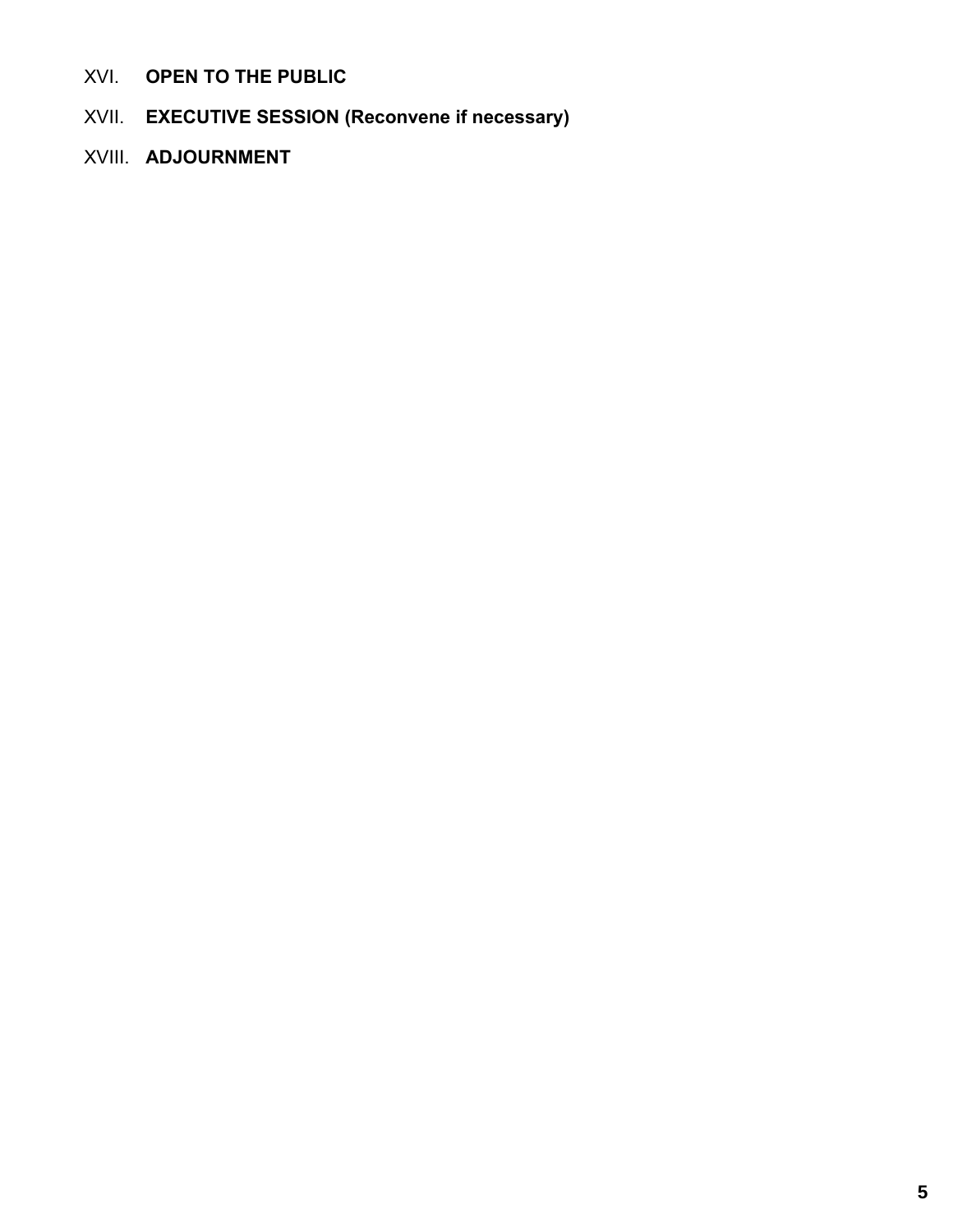XVI. **OPEN TO THE PUBLIC**

XVII. **EXECUTIVE SESSION (Reconvene if necessary)**

XVIII. **ADJOURNMENT**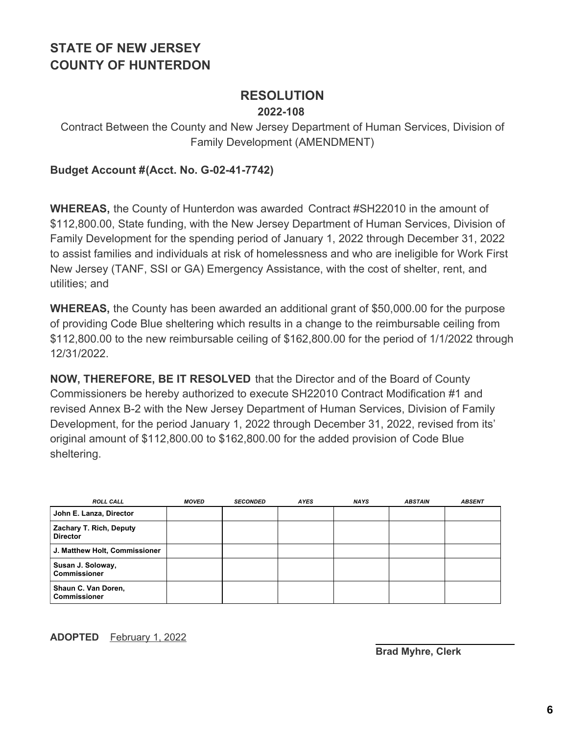# STATE OF NEW JERSEY
# COUNTY OF HUNTERDON

## RESOLUTION

### 2022-108

Contract Between the County and New Jersey Department of Human Services, Division of Family Development (AMENDMENT)

**Budget Account #(Acct. No. G-02-41-7742)**

**WHEREAS,** the County of Hunterdon was awarded Contract #SH22010 in the amount of $112,800.00, State funding, with the New Jersey Department of Human Services, Division of Family Development for the spending period of January 1, 2022 through December 31, 2022 to assist families and individuals at risk of homelessness and who are ineligible for Work First New Jersey (TANF, SSI or GA) Emergency Assistance, with the cost of shelter, rent, and utilities; and

**WHEREAS,** the County has been awarded an additional grant of $50,000.00 for the purpose of providing Code Blue sheltering which results in a change to the reimbursable ceiling from $112,800.00 to the new reimbursable ceiling of $162,800.00 for the period of 1/1/2022 through 12/31/2022.

**NOW, THEREFORE, BE IT RESOLVED** that the Director and of the Board of County Commissioners be hereby authorized to execute SH22010 Contract Modification #1 and revised Annex B-2 with the New Jersey Department of Human Services, Division of Family Development, for the period January 1, 2022 through December 31, 2022, revised from its' original amount of $112,800.00 to $162,800.00 for the added provision of Code Blue sheltering.

| *ROLL CALL* | *MOVED* | *SECONDED* | *AYES* | *NAYS* | *ABSTAIN* | *ABSENT* |
|---|---|---|---|---|---|---|
| **John E. Lanza, Director** | | | | | | |
| **Zachary T. Rich, Deputy Director** | | | | | | |
| **J. Matthew Holt, Commissioner** | | | | | | |
| **Susan J. Soloway, Commissioner** | | | | | | |
| **Shaun C. Van Doren, Commissioner** | | | | | | |

**ADOPTED** February 1, 2022

**Brad Myhre, Clerk**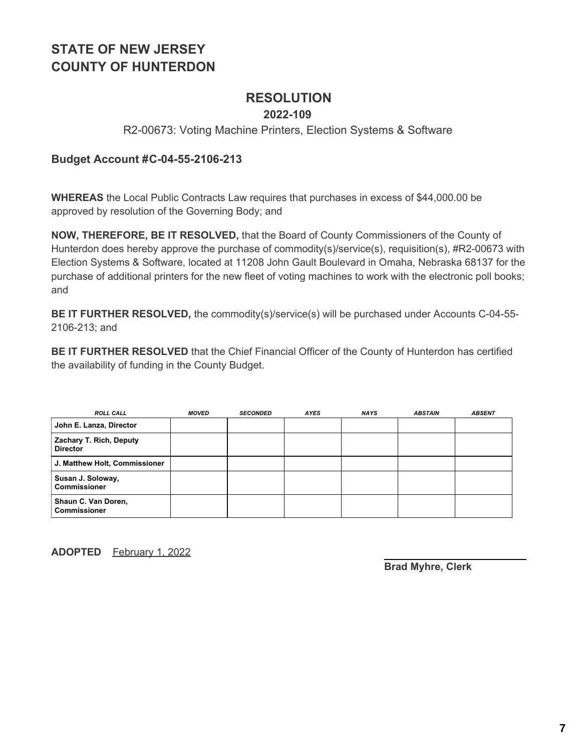# STATE OF NEW JERSEY
# COUNTY OF HUNTERDON

## RESOLUTION

### 2022-109

R2-00673: Voting Machine Printers, Election Systems & Software

**Budget Account #C-04-55-2106-213**

**WHEREAS** the Local Public Contracts Law requires that purchases in excess of $44,000.00 be approved by resolution of the Governing Body; and

**NOW, THEREFORE, BE IT RESOLVED,** that the Board of County Commissioners of the County of Hunterdon does hereby approve the purchase of commodity(s)/service(s), requisition(s), #R2-00673 with Election Systems & Software, located at 11208 John Gault Boulevard in Omaha, Nebraska 68137 for the purchase of additional printers for the new fleet of voting machines to work with the electronic poll books; and

**BE IT FURTHER RESOLVED,** the commodity(s)/service(s) will be purchased under Accounts C-04-55-2106-213; and

**BE IT FURTHER RESOLVED** that the Chief Financial Officer of the County of Hunterdon has certified the availability of funding in the County Budget.

| *ROLL CALL* | *MOVED* | *SECONDED* | *AYES* | *NAYS* | *ABSTAIN* | *ABSENT* |
|---|---|---|---|---|---|---|
| **John E. Lanza, Director** | | | | | | |
| **Zachary T. Rich, Deputy Director** | | | | | | |
| **J. Matthew Holt, Commissioner** | | | | | | |
| **Susan J. Soloway, Commissioner** | | | | | | |
| **Shaun C. Van Doren, Commissioner** | | | | | | |

**ADOPTED** February 1, 2022

**Brad Myhre, Clerk**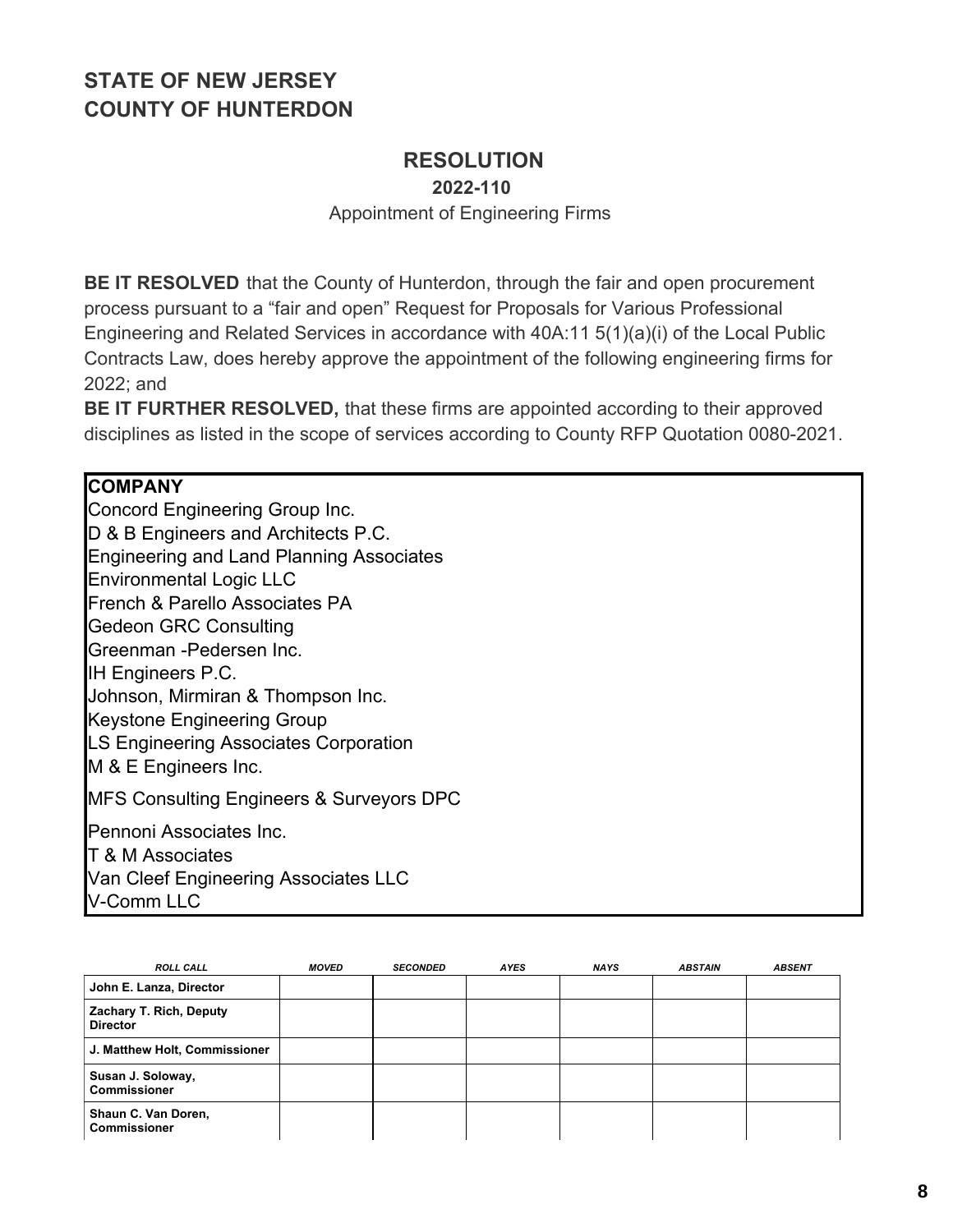# STATE OF NEW JERSEY
# COUNTY OF HUNTERDON

## RESOLUTION

**2022-110**

Appointment of Engineering Firms

**BE IT RESOLVED** that the County of Hunterdon, through the fair and open procurement process pursuant to a "fair and open" Request for Proposals for Various Professional Engineering and Related Services in accordance with 40A:11 5(1)(a)(i) of the Local Public Contracts Law, does hereby approve the appointment of the following engineering firms for 2022; and

**BE IT FURTHER RESOLVED,** that these firms are appointed according to their approved disciplines as listed in the scope of services according to County RFP Quotation 0080-2021.

| COMPANY |
|---|
| Concord Engineering Group Inc. |
| D & B Engineers and Architects P.C. |
| Engineering and Land Planning Associates |
| Environmental Logic LLC |
| French & Parello Associates PA |
| Gedeon GRC Consulting |
| Greenman -Pedersen Inc. |
| IH Engineers P.C. |
| Johnson, Mirmiran & Thompson Inc. |
| Keystone Engineering Group |
| LS Engineering Associates Corporation |
| M & E Engineers Inc. |
| MFS Consulting Engineers & Surveyors DPC |
| Pennoni Associates Inc. |
| T & M Associates |
| Van Cleef Engineering Associates LLC |
| V-Comm LLC |

| *ROLL CALL* | *MOVED* | *SECONDED* | *AYES* | *NAYS* | *ABSTAIN* | *ABSENT* |
|---|---|---|---|---|---|---|
| **John E. Lanza, Director** | | | | | | |
| **Zachary T. Rich, Deputy Director** | | | | | | |
| **J. Matthew Holt, Commissioner** | | | | | | |
| **Susan J. Soloway, Commissioner** | | | | | | |
| **Shaun C. Van Doren, Commissioner** | | | | | | |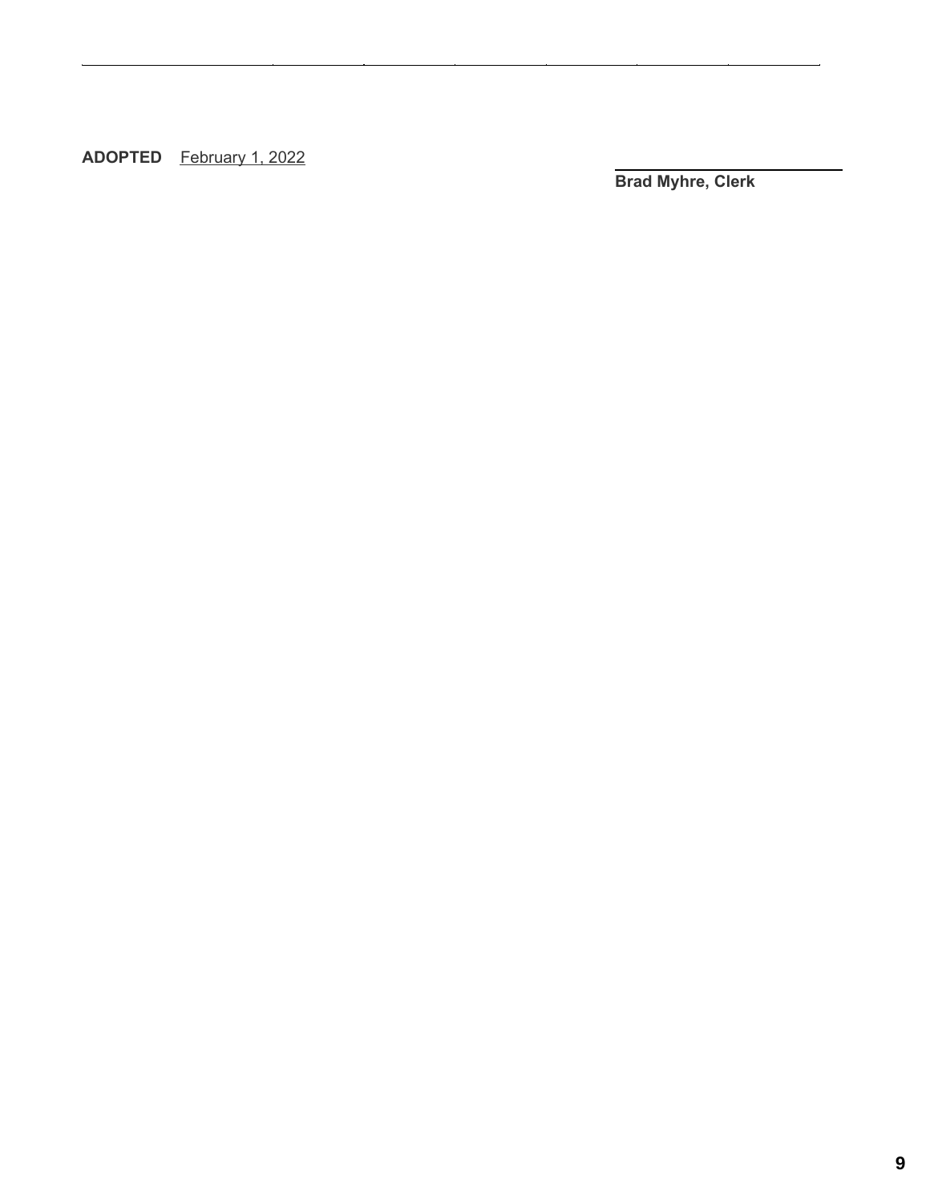**ADOPTED** February 1, 2022

______________________________
**Brad Myhre, Clerk**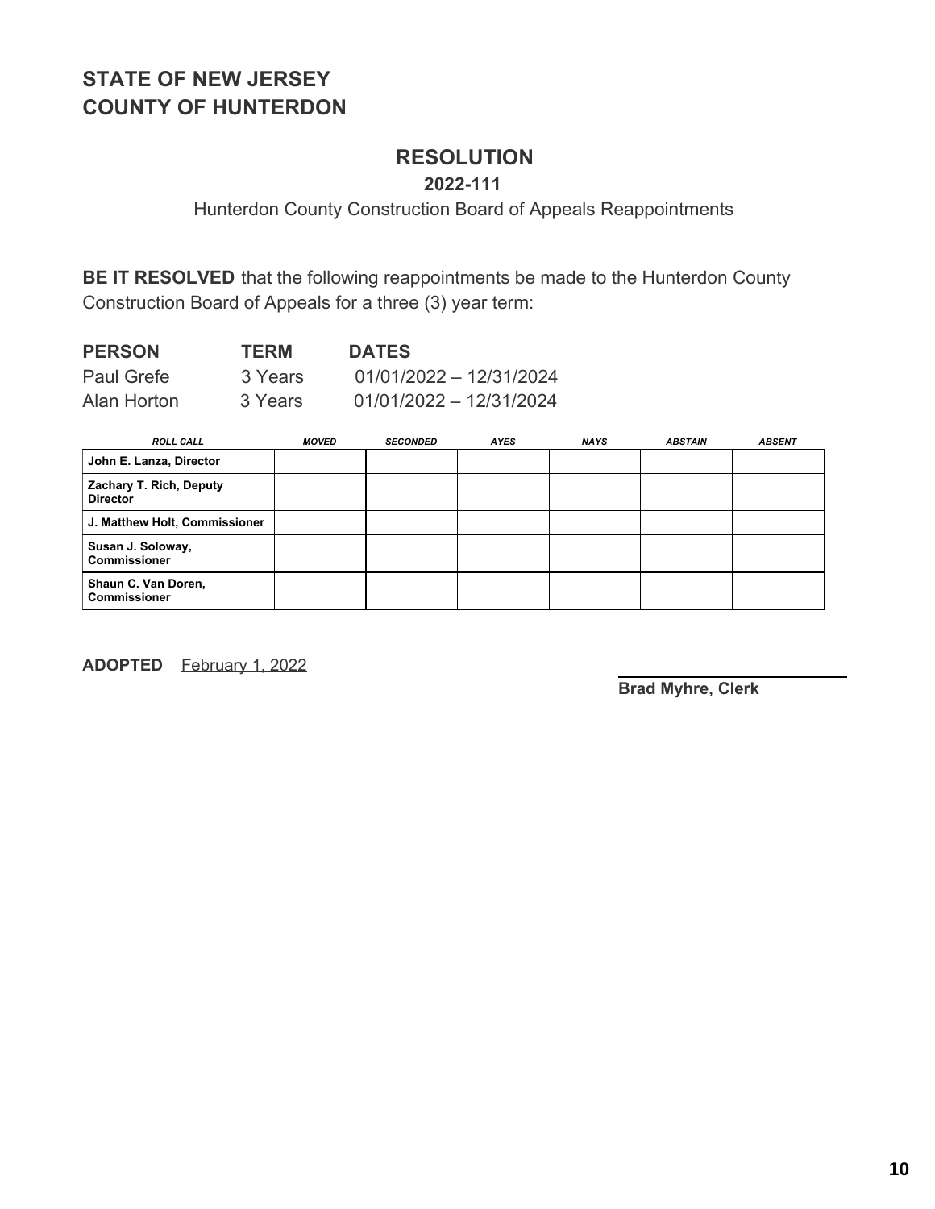**STATE OF NEW JERSEY**
**COUNTY OF HUNTERDON**

## RESOLUTION

**2022-111**

Hunterdon County Construction Board of Appeals Reappointments

**BE IT RESOLVED** that the following reappointments be made to the Hunterdon County Construction Board of Appeals for a three (3) year term:

| PERSON | TERM | DATES |
|---|---|---|
| Paul Grefe | 3 Years | 01/01/2022 – 12/31/2024 |
| Alan Horton | 3 Years | 01/01/2022 – 12/31/2024 |

| ROLL CALL | MOVED | SECONDED | AYES | NAYS | ABSTAIN | ABSENT |
|---|---|---|---|---|---|---|
| John E. Lanza, Director | | | | | | |
| Zachary T. Rich, Deputy Director | | | | | | |
| J. Matthew Holt, Commissioner | | | | | | |
| Susan J. Soloway, Commissioner | | | | | | |
| Shaun C. Van Doren, Commissioner | | | | | | |

**ADOPTED** February 1, 2022

**Brad Myhre, Clerk**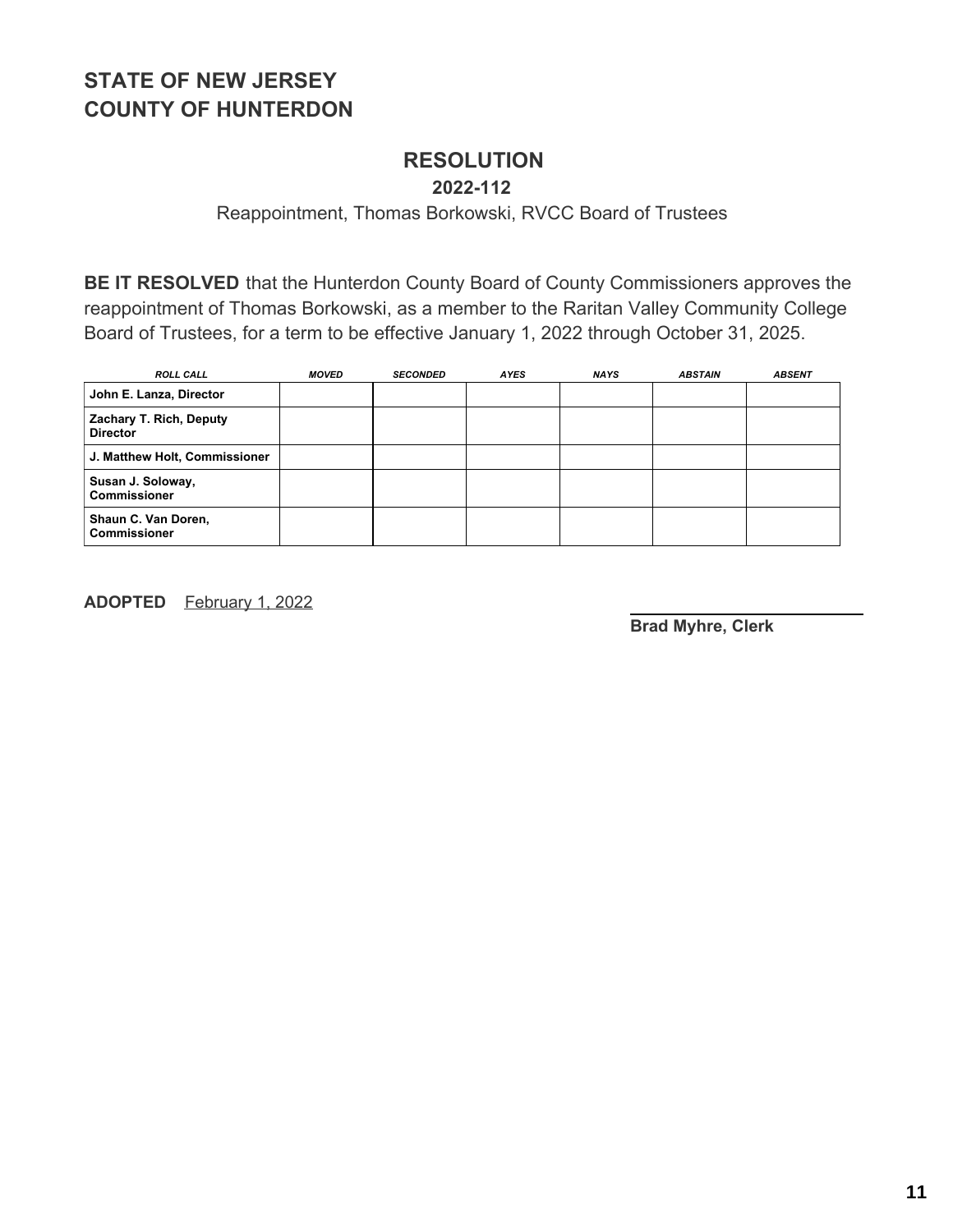# STATE OF NEW JERSEY
# COUNTY OF HUNTERDON

## RESOLUTION

### 2022-112

Reappointment, Thomas Borkowski, RVCC Board of Trustees

**BE IT RESOLVED** that the Hunterdon County Board of County Commissioners approves the reappointment of Thomas Borkowski, as a member to the Raritan Valley Community College Board of Trustees, for a term to be effective January 1, 2022 through October 31, 2025.

| *ROLL CALL* | *MOVED* | *SECONDED* | *AYES* | *NAYS* | *ABSTAIN* | *ABSENT* |
|---|---|---|---|---|---|---|
| **John E. Lanza, Director** | | | | | | |
| **Zachary T. Rich, Deputy Director** | | | | | | |
| **J. Matthew Holt, Commissioner** | | | | | | |
| **Susan J. Soloway, Commissioner** | | | | | | |
| **Shaun C. Van Doren, Commissioner** | | | | | | |

**ADOPTED** February 1, 2022

**Brad Myhre, Clerk**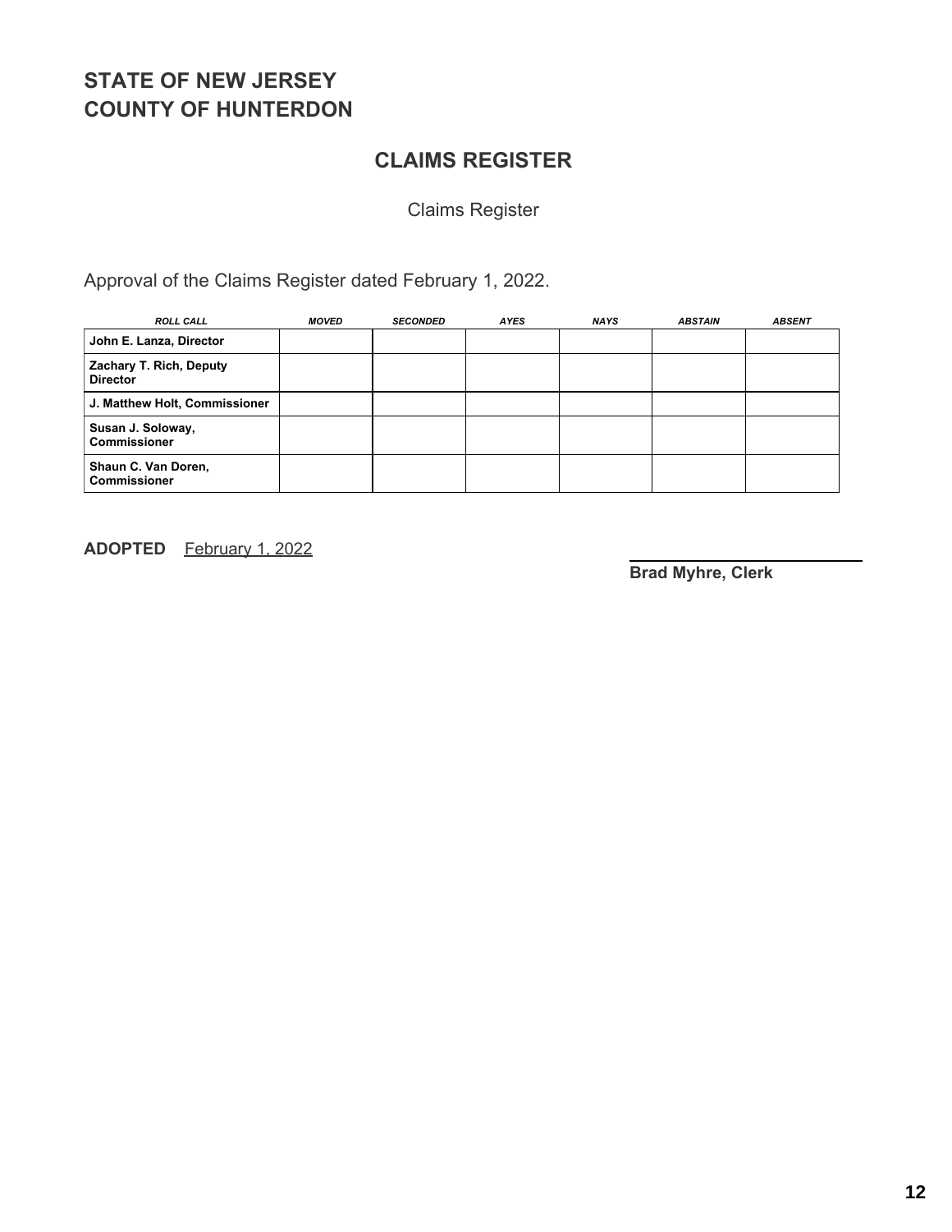**STATE OF NEW JERSEY**
**COUNTY OF HUNTERDON**

## CLAIMS REGISTER

Claims Register

Approval of the Claims Register dated February 1, 2022.

| *ROLL CALL* | *MOVED* | *SECONDED* | *AYES* | *NAYS* | *ABSTAIN* | *ABSENT* |
|---|---|---|---|---|---|---|
| **John E. Lanza, Director** | | | | | | |
| **Zachary T. Rich, Deputy Director** | | | | | | |
| **J. Matthew Holt, Commissioner** | | | | | | |
| **Susan J. Soloway, Commissioner** | | | | | | |
| **Shaun C. Van Doren, Commissioner** | | | | | | |

**ADOPTED** February 1, 2022

**Brad Myhre, Clerk**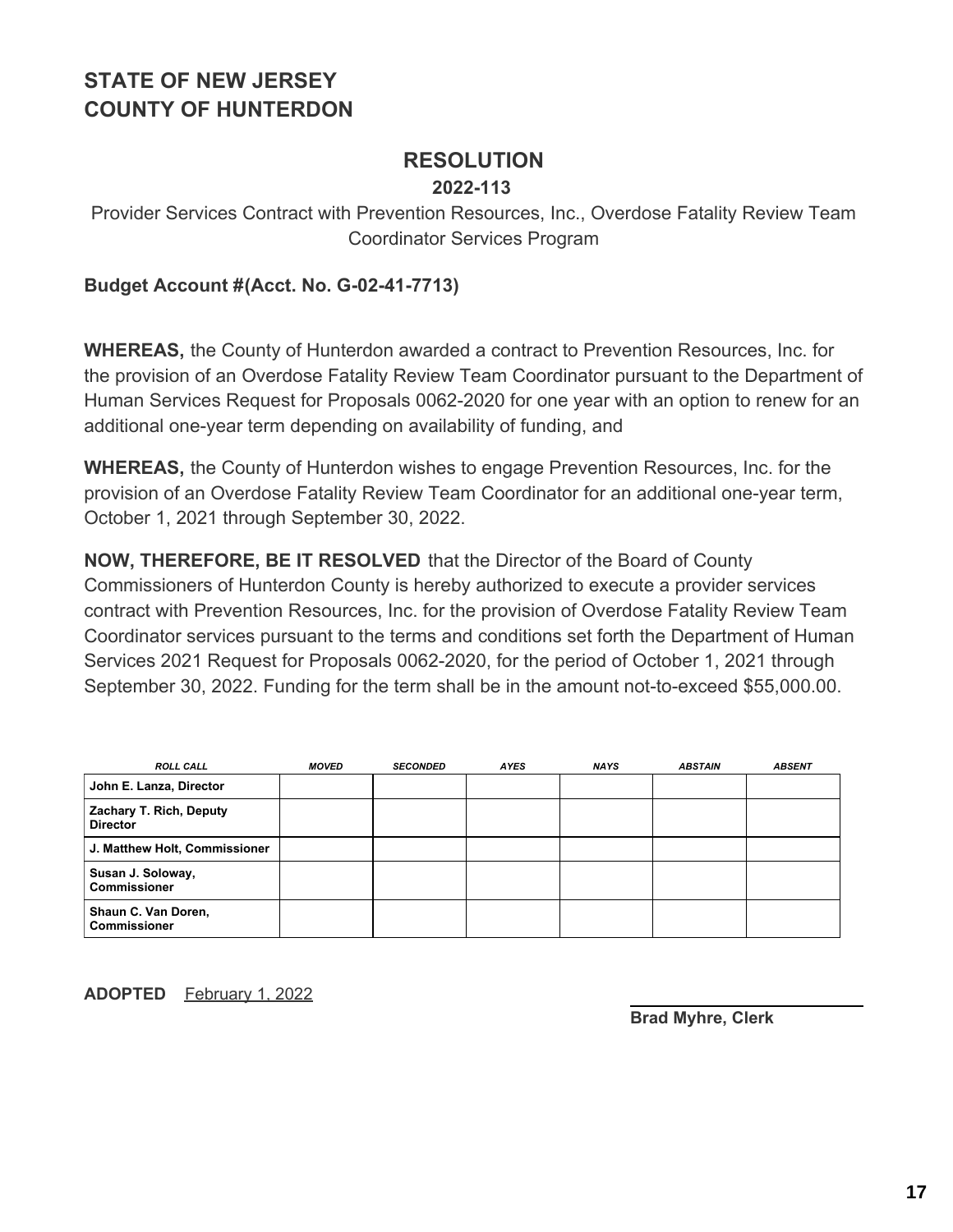**STATE OF NEW JERSEY**
**COUNTY OF HUNTERDON**

# RESOLUTION

**2022-113**

Provider Services Contract with Prevention Resources, Inc., Overdose Fatality Review Team Coordinator Services Program

**Budget Account #(Acct. No. G-02-41-7713)**

**WHEREAS,** the County of Hunterdon awarded a contract to Prevention Resources, Inc. for the provision of an Overdose Fatality Review Team Coordinator pursuant to the Department of Human Services Request for Proposals 0062-2020 for one year with an option to renew for an additional one-year term depending on availability of funding, and

**WHEREAS,** the County of Hunterdon wishes to engage Prevention Resources, Inc. for the provision of an Overdose Fatality Review Team Coordinator for an additional one-year term, October 1, 2021 through September 30, 2022.

**NOW, THEREFORE, BE IT RESOLVED** that the Director of the Board of County Commissioners of Hunterdon County is hereby authorized to execute a provider services contract with Prevention Resources, Inc. for the provision of Overdose Fatality Review Team Coordinator services pursuant to the terms and conditions set forth the Department of Human Services 2021 Request for Proposals 0062-2020, for the period of October 1, 2021 through September 30, 2022. Funding for the term shall be in the amount not-to-exceed $55,000.00.

| *ROLL CALL* | *MOVED* | *SECONDED* | *AYES* | *NAYS* | *ABSTAIN* | *ABSENT* |
|---|---|---|---|---|---|---|
| **John E. Lanza, Director** | | | | | | |
| **Zachary T. Rich, Deputy Director** | | | | | | |
| **J. Matthew Holt, Commissioner** | | | | | | |
| **Susan J. Soloway, Commissioner** | | | | | | |
| **Shaun C. Van Doren, Commissioner** | | | | | | |

**ADOPTED** February 1, 2022

**Brad Myhre, Clerk**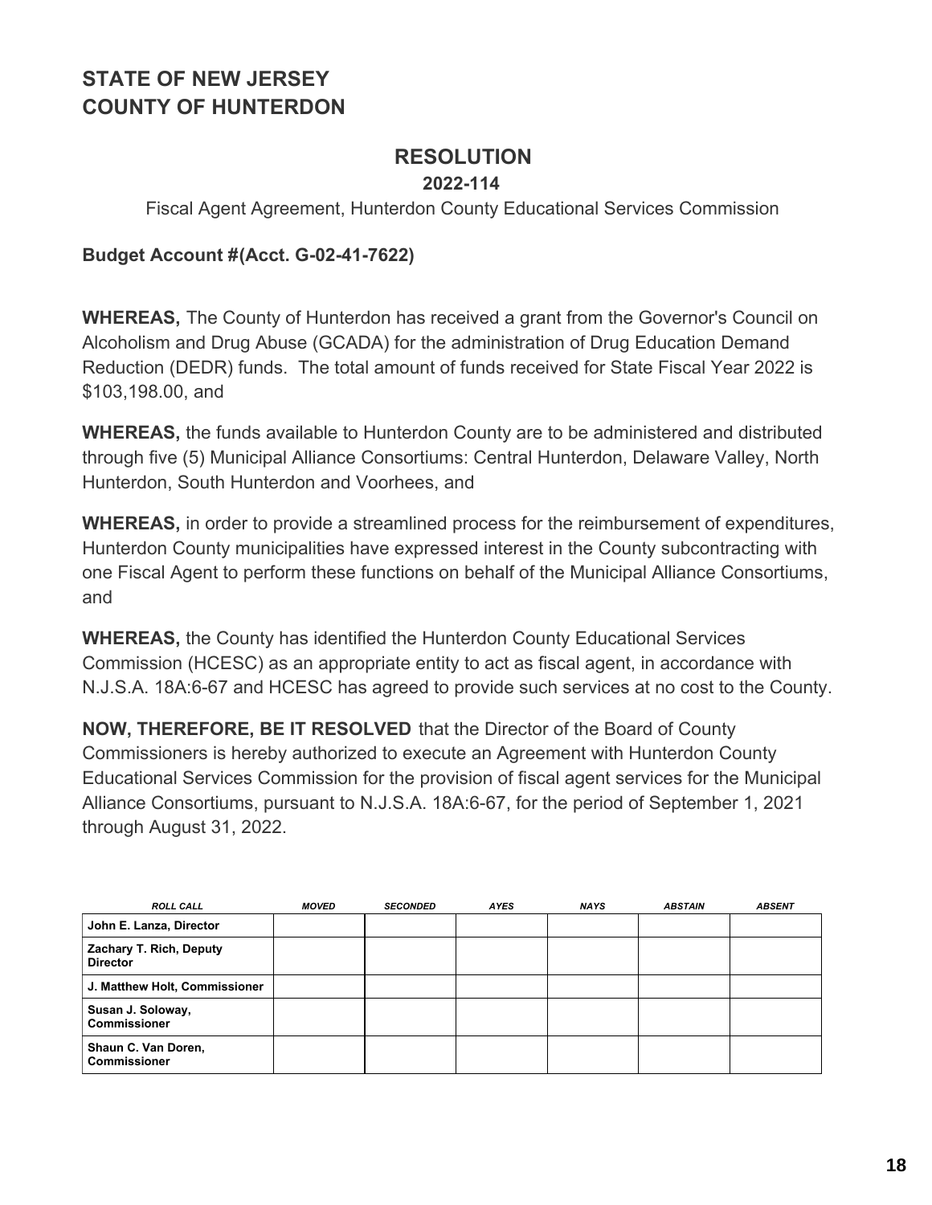# STATE OF NEW JERSEY
# COUNTY OF HUNTERDON

## RESOLUTION

**2022-114**

Fiscal Agent Agreement, Hunterdon County Educational Services Commission

**Budget Account #(Acct. G-02-41-7622)**

**WHEREAS,** The County of Hunterdon has received a grant from the Governor's Council on Alcoholism and Drug Abuse (GCADA) for the administration of Drug Education Demand Reduction (DEDR) funds. The total amount of funds received for State Fiscal Year 2022 is $103,198.00, and

**WHEREAS,** the funds available to Hunterdon County are to be administered and distributed through five (5) Municipal Alliance Consortiums: Central Hunterdon, Delaware Valley, North Hunterdon, South Hunterdon and Voorhees, and

**WHEREAS,** in order to provide a streamlined process for the reimbursement of expenditures, Hunterdon County municipalities have expressed interest in the County subcontracting with one Fiscal Agent to perform these functions on behalf of the Municipal Alliance Consortiums, and

**WHEREAS,** the County has identified the Hunterdon County Educational Services Commission (HCESC) as an appropriate entity to act as fiscal agent, in accordance with N.J.S.A. 18A:6-67 and HCESC has agreed to provide such services at no cost to the County.

**NOW, THEREFORE, BE IT RESOLVED** that the Director of the Board of County Commissioners is hereby authorized to execute an Agreement with Hunterdon County Educational Services Commission for the provision of fiscal agent services for the Municipal Alliance Consortiums, pursuant to N.J.S.A. 18A:6-67, for the period of September 1, 2021 through August 31, 2022.

| ROLL CALL | MOVED | SECONDED | AYES | NAYS | ABSTAIN | ABSENT |
|---|---|---|---|---|---|---|
| John E. Lanza, Director | | | | | | |
| Zachary T. Rich, Deputy Director | | | | | | |
| J. Matthew Holt, Commissioner | | | | | | |
| Susan J. Soloway, Commissioner | | | | | | |
| Shaun C. Van Doren, Commissioner | | | | | | |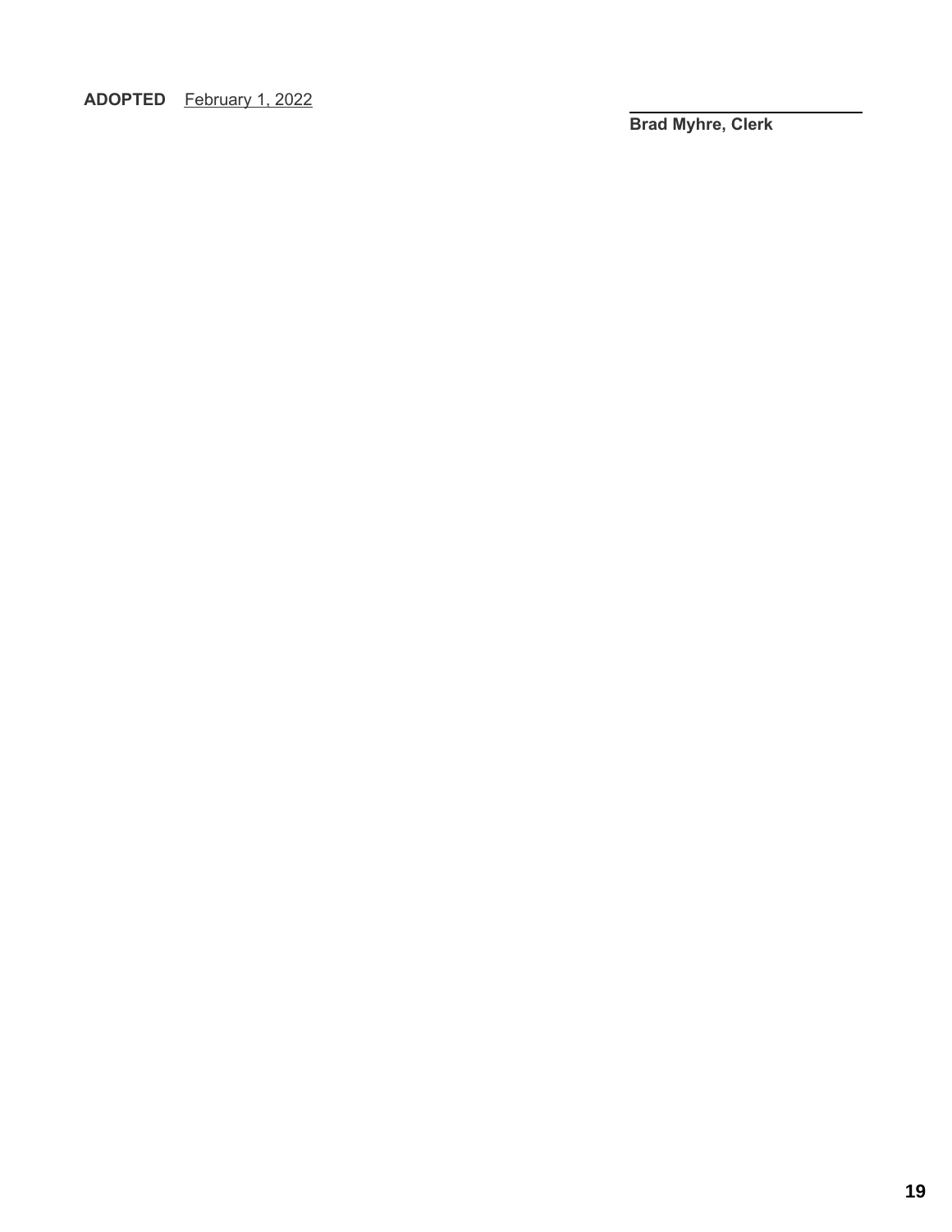**ADOPTED** February 1, 2022

______________________

**Brad Myhre, Clerk**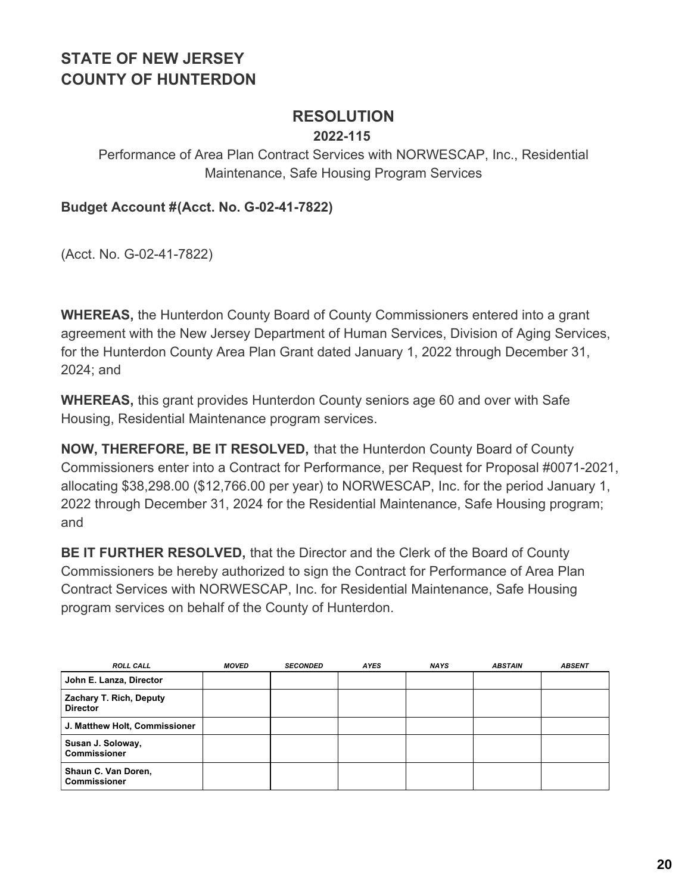## STATE OF NEW JERSEY
## COUNTY OF HUNTERDON

# RESOLUTION

**2022-115**

Performance of Area Plan Contract Services with NORWESCAP, Inc., Residential Maintenance, Safe Housing Program Services

**Budget Account #(Acct. No. G-02-41-7822)**

(Acct. No. G-02-41-7822)

**WHEREAS,** the Hunterdon County Board of County Commissioners entered into a grant agreement with the New Jersey Department of Human Services, Division of Aging Services, for the Hunterdon County Area Plan Grant dated January 1, 2022 through December 31, 2024; and

**WHEREAS,** this grant provides Hunterdon County seniors age 60 and over with Safe Housing, Residential Maintenance program services.

**NOW, THEREFORE, BE IT RESOLVED,** that the Hunterdon County Board of County Commissioners enter into a Contract for Performance, per Request for Proposal #0071-2021, allocating $38,298.00 ($12,766.00 per year) to NORWESCAP, Inc. for the period January 1, 2022 through December 31, 2024 for the Residential Maintenance, Safe Housing program; and

**BE IT FURTHER RESOLVED,** that the Director and the Clerk of the Board of County Commissioners be hereby authorized to sign the Contract for Performance of Area Plan Contract Services with NORWESCAP, Inc. for Residential Maintenance, Safe Housing program services on behalf of the County of Hunterdon.

| ROLL CALL | MOVED | SECONDED | AYES | NAYS | ABSTAIN | ABSENT |
|---|---|---|---|---|---|---|
| John E. Lanza, Director | | | | | | |
| Zachary T. Rich, Deputy Director | | | | | | |
| J. Matthew Holt, Commissioner | | | | | | |
| Susan J. Soloway, Commissioner | | | | | | |
| Shaun C. Van Doren, Commissioner | | | | | | |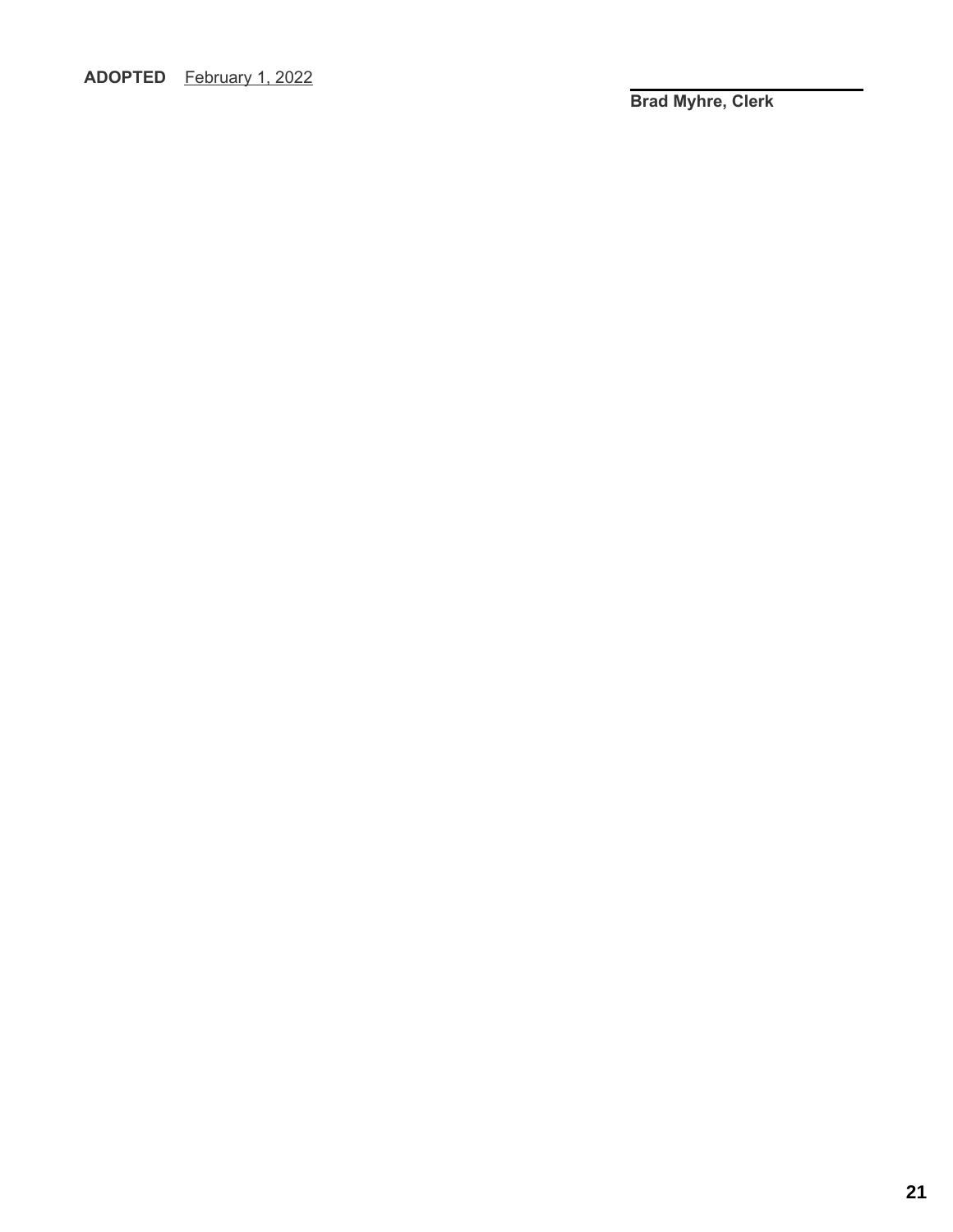**ADOPTED** February 1, 2022

______________________________

**Brad Myhre, Clerk**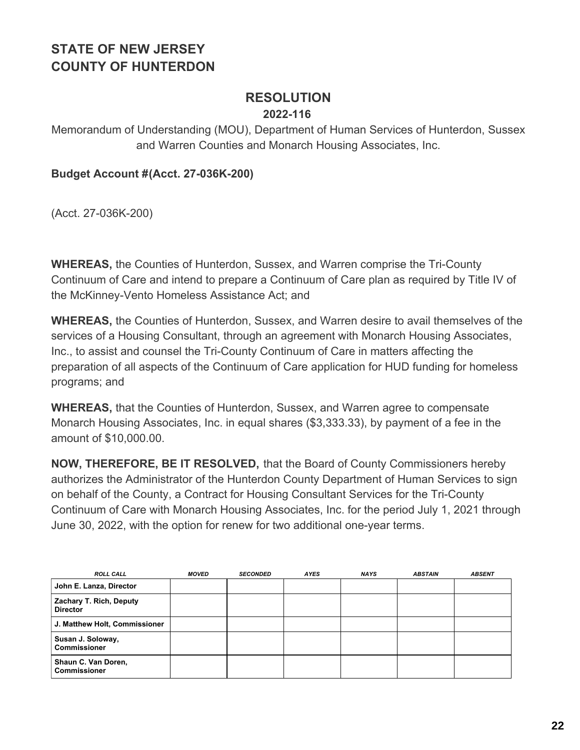# STATE OF NEW JERSEY
# COUNTY OF HUNTERDON

## RESOLUTION

**2022-116**

Memorandum of Understanding (MOU), Department of Human Services of Hunterdon, Sussex and Warren Counties and Monarch Housing Associates, Inc.

**Budget Account #(Acct. 27-036K-200)**

(Acct. 27-036K-200)

**WHEREAS,** the Counties of Hunterdon, Sussex, and Warren comprise the Tri-County Continuum of Care and intend to prepare a Continuum of Care plan as required by Title IV of the McKinney-Vento Homeless Assistance Act; and

**WHEREAS,** the Counties of Hunterdon, Sussex, and Warren desire to avail themselves of the services of a Housing Consultant, through an agreement with Monarch Housing Associates, Inc., to assist and counsel the Tri-County Continuum of Care in matters affecting the preparation of all aspects of the Continuum of Care application for HUD funding for homeless programs; and

**WHEREAS,** that the Counties of Hunterdon, Sussex, and Warren agree to compensate Monarch Housing Associates, Inc. in equal shares ($3,333.33), by payment of a fee in the amount of $10,000.00.

**NOW, THEREFORE, BE IT RESOLVED,** that the Board of County Commissioners hereby authorizes the Administrator of the Hunterdon County Department of Human Services to sign on behalf of the County, a Contract for Housing Consultant Services for the Tri-County Continuum of Care with Monarch Housing Associates, Inc. for the period July 1, 2021 through June 30, 2022, with the option for renew for two additional one-year terms.

| *ROLL CALL* | *MOVED* | *SECONDED* | *AYES* | *NAYS* | *ABSTAIN* | *ABSENT* |
|---|---|---|---|---|---|---|
| **John E. Lanza, Director** | | | | | | |
| **Zachary T. Rich, Deputy Director** | | | | | | |
| **J. Matthew Holt, Commissioner** | | | | | | |
| **Susan J. Soloway, Commissioner** | | | | | | |
| **Shaun C. Van Doren, Commissioner** | | | | | | |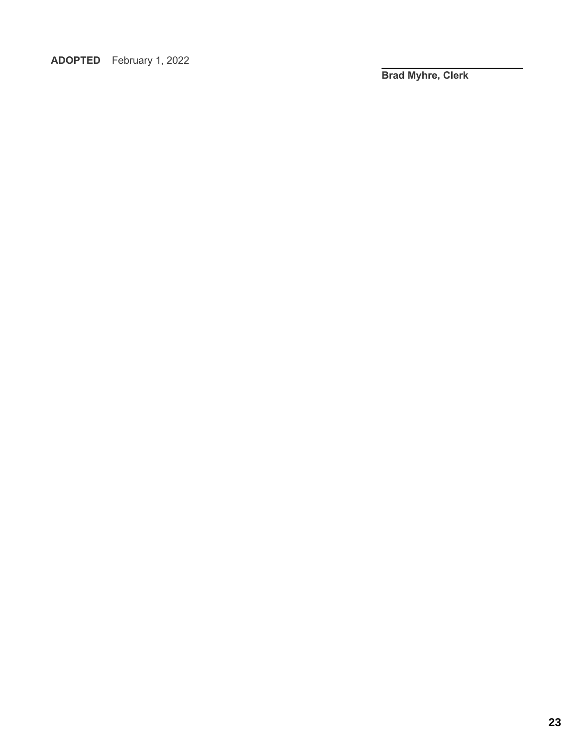**ADOPTED** February 1, 2022

\_\_\_\_\_\_\_\_\_\_\_\_\_\_\_\_\_\_\_\_\_\_\_\_\_\_\_\_
**Brad Myhre, Clerk**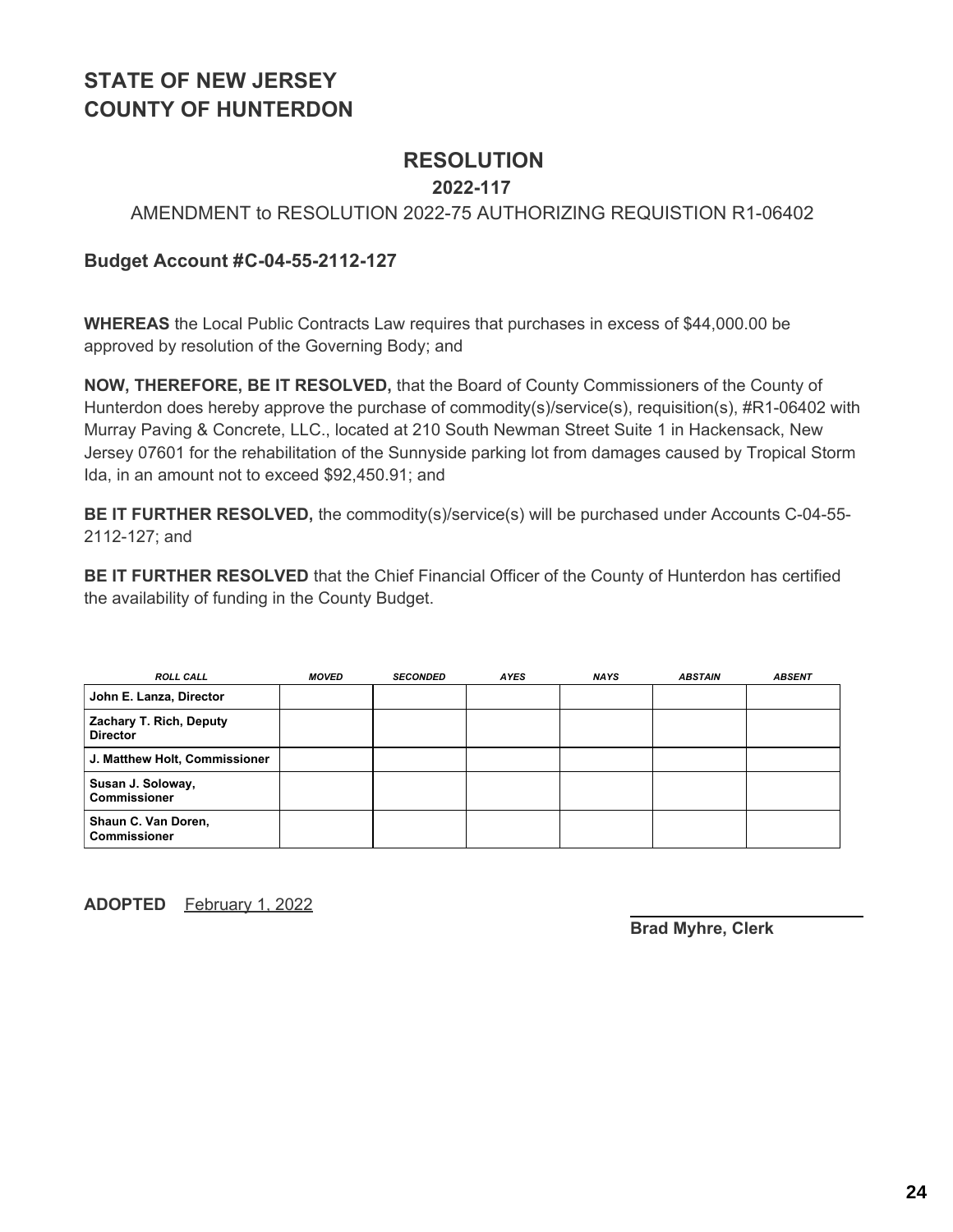# STATE OF NEW JERSEY
# COUNTY OF HUNTERDON

## RESOLUTION

### 2022-117

AMENDMENT to RESOLUTION 2022-75 AUTHORIZING REQUISTION R1-06402

**Budget Account #C-04-55-2112-127**

**WHEREAS** the Local Public Contracts Law requires that purchases in excess of $44,000.00 be approved by resolution of the Governing Body; and

**NOW, THEREFORE, BE IT RESOLVED,** that the Board of County Commissioners of the County of Hunterdon does hereby approve the purchase of commodity(s)/service(s), requisition(s), #R1-06402 with Murray Paving & Concrete, LLC., located at 210 South Newman Street Suite 1 in Hackensack, New Jersey 07601 for the rehabilitation of the Sunnyside parking lot from damages caused by Tropical Storm Ida, in an amount not to exceed $92,450.91; and

**BE IT FURTHER RESOLVED,** the commodity(s)/service(s) will be purchased under Accounts C-04-55-2112-127; and

**BE IT FURTHER RESOLVED** that the Chief Financial Officer of the County of Hunterdon has certified the availability of funding in the County Budget.

| *ROLL CALL* | *MOVED* | *SECONDED* | *AYES* | *NAYS* | *ABSTAIN* | *ABSENT* |
|---|---|---|---|---|---|---|
| **John E. Lanza, Director** | | | | | | |
| **Zachary T. Rich, Deputy Director** | | | | | | |
| **J. Matthew Holt, Commissioner** | | | | | | |
| **Susan J. Soloway, Commissioner** | | | | | | |
| **Shaun C. Van Doren, Commissioner** | | | | | | |

**ADOPTED** February 1, 2022

**Brad Myhre, Clerk**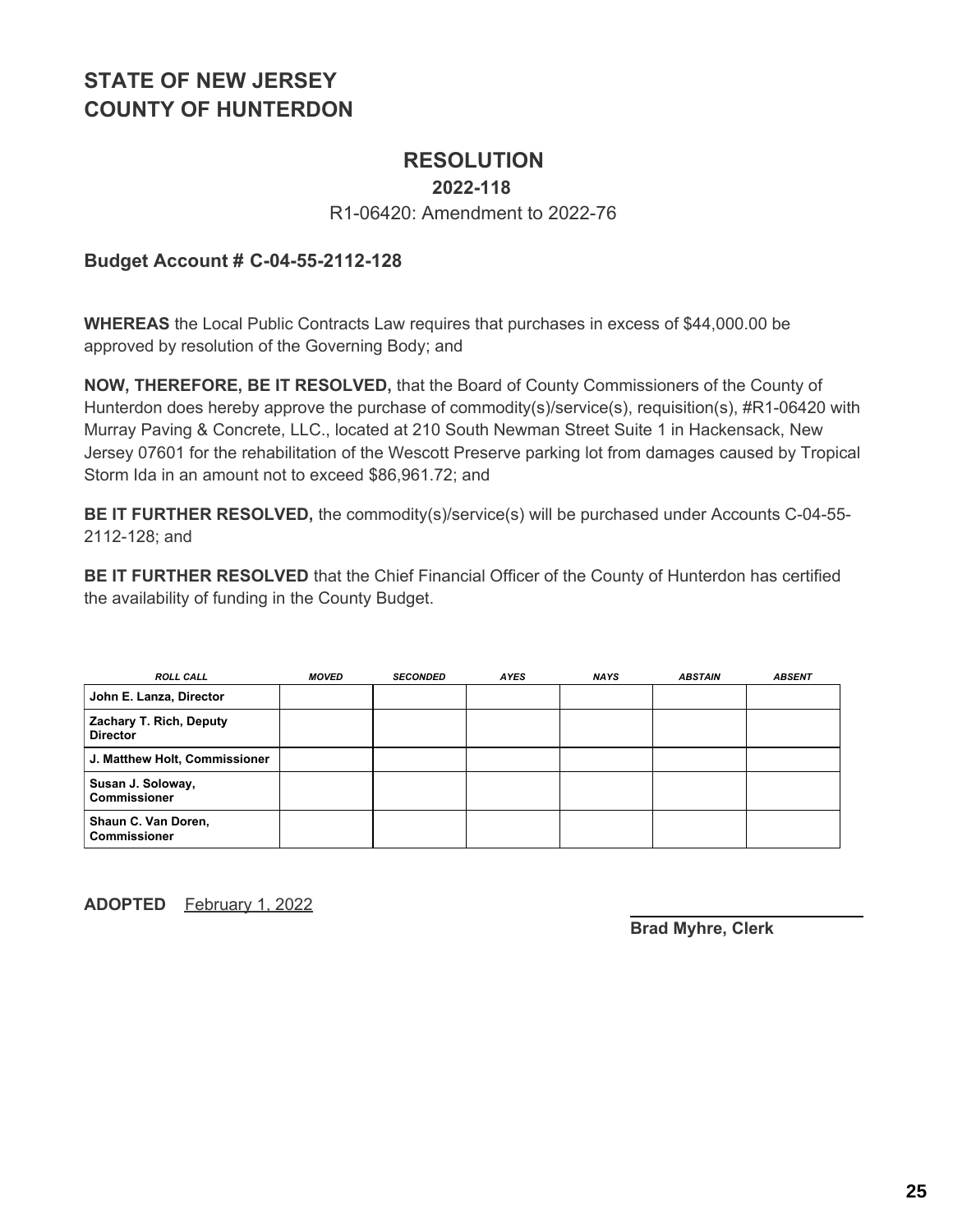# STATE OF NEW JERSEY
# COUNTY OF HUNTERDON

## RESOLUTION

### 2022-118

R1-06420: Amendment to 2022-76

**Budget Account # C-04-55-2112-128**

**WHEREAS** the Local Public Contracts Law requires that purchases in excess of $44,000.00 be approved by resolution of the Governing Body; and

**NOW, THEREFORE, BE IT RESOLVED,** that the Board of County Commissioners of the County of Hunterdon does hereby approve the purchase of commodity(s)/service(s), requisition(s), #R1-06420 with Murray Paving & Concrete, LLC., located at 210 South Newman Street Suite 1 in Hackensack, New Jersey 07601 for the rehabilitation of the Wescott Preserve parking lot from damages caused by Tropical Storm Ida in an amount not to exceed $86,961.72; and

**BE IT FURTHER RESOLVED,** the commodity(s)/service(s) will be purchased under Accounts C-04-55-2112-128; and

**BE IT FURTHER RESOLVED** that the Chief Financial Officer of the County of Hunterdon has certified the availability of funding in the County Budget.

| *ROLL CALL* | *MOVED* | *SECONDED* | *AYES* | *NAYS* | *ABSTAIN* | *ABSENT* |
|---|---|---|---|---|---|---|
| **John E. Lanza, Director** | | | | | | |
| **Zachary T. Rich, Deputy Director** | | | | | | |
| **J. Matthew Holt, Commissioner** | | | | | | |
| **Susan J. Soloway, Commissioner** | | | | | | |
| **Shaun C. Van Doren, Commissioner** | | | | | | |

**ADOPTED** February 1, 2022

**Brad Myhre, Clerk**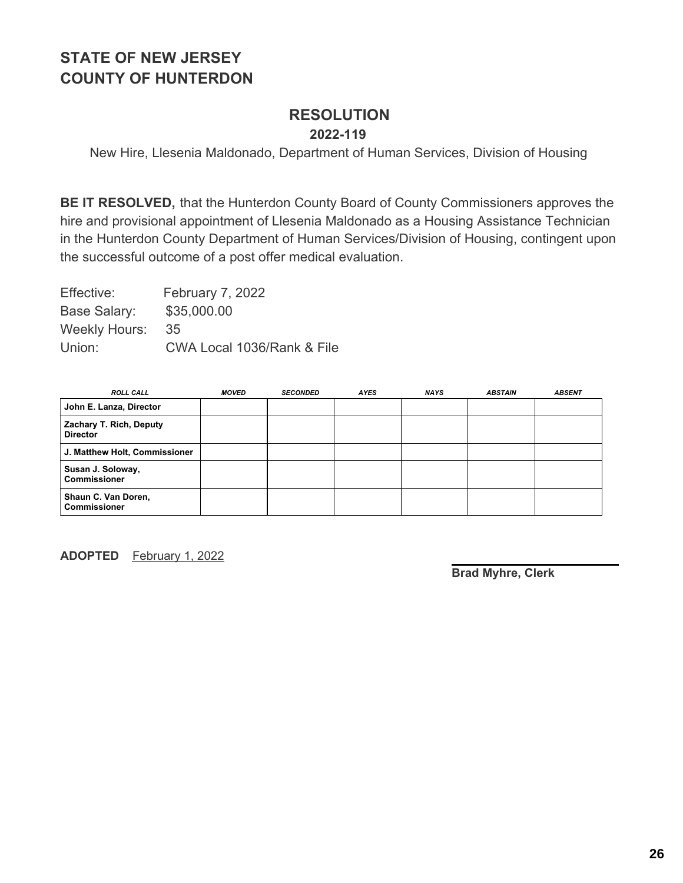# STATE OF NEW JERSEY
# COUNTY OF HUNTERDON

## RESOLUTION

**2022-119**

New Hire, Llesenia Maldonado, Department of Human Services, Division of Housing

**BE IT RESOLVED,** that the Hunterdon County Board of County Commissioners approves the hire and provisional appointment of Llesenia Maldonado as a Housing Assistance Technician in the Hunterdon County Department of Human Services/Division of Housing, contingent upon the successful outcome of a post offer medical evaluation.

Effective: February 7, 2022
Base Salary: $35,000.00
Weekly Hours: 35
Union: CWA Local 1036/Rank & File

| ROLL CALL | MOVED | SECONDED | AYES | NAYS | ABSTAIN | ABSENT |
|---|---|---|---|---|---|---|
| John E. Lanza, Director | | | | | | |
| Zachary T. Rich, Deputy Director | | | | | | |
| J. Matthew Holt, Commissioner | | | | | | |
| Susan J. Soloway, Commissioner | | | | | | |
| Shaun C. Van Doren, Commissioner | | | | | | |

**ADOPTED** February 1, 2022

**Brad Myhre, Clerk**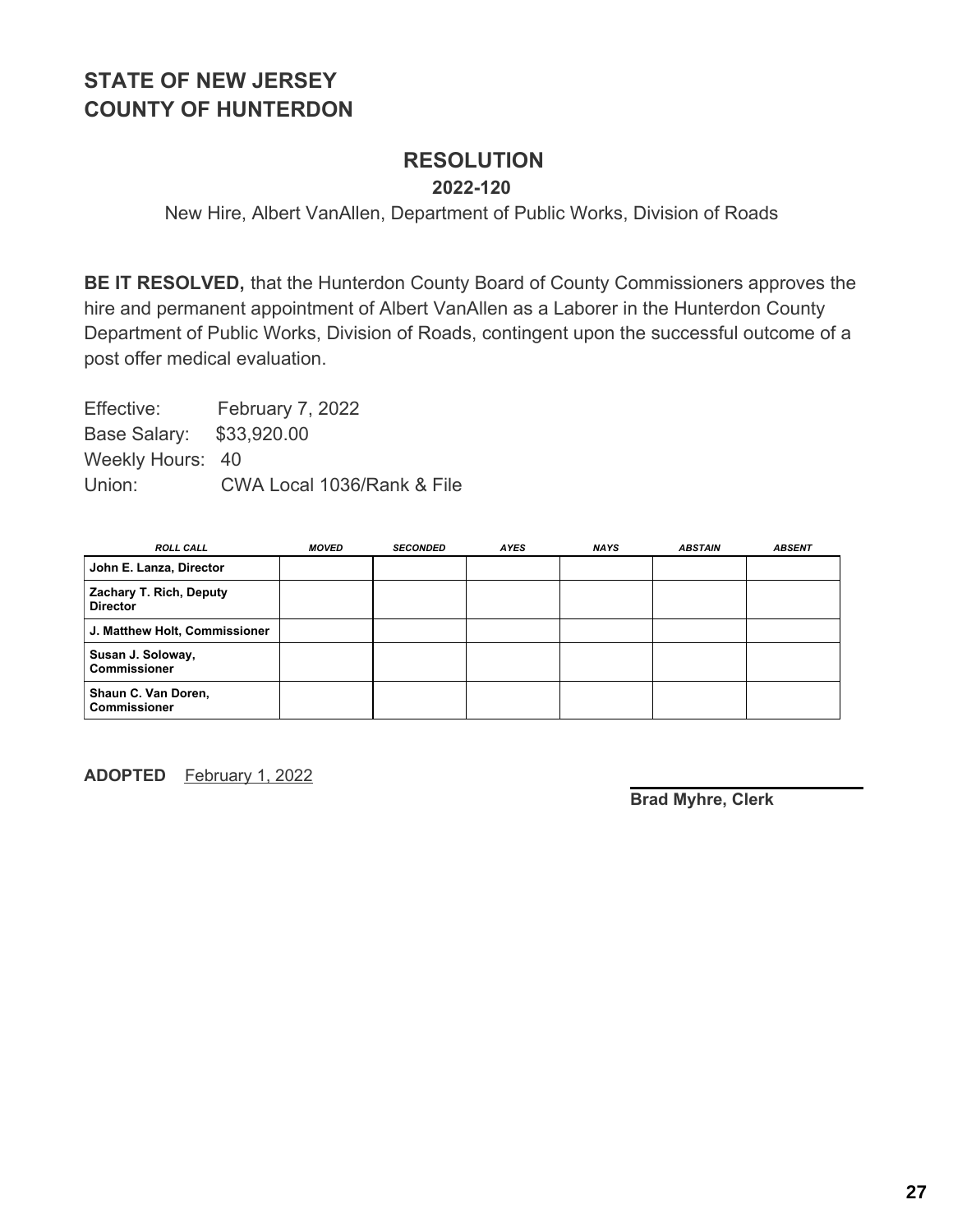# STATE OF NEW JERSEY
# COUNTY OF HUNTERDON

## RESOLUTION

### 2022-120

New Hire, Albert VanAllen, Department of Public Works, Division of Roads

**BE IT RESOLVED,** that the Hunterdon County Board of County Commissioners approves the hire and permanent appointment of Albert VanAllen as a Laborer in the Hunterdon County Department of Public Works, Division of Roads, contingent upon the successful outcome of a post offer medical evaluation.

Effective: February 7, 2022
Base Salary: $33,920.00
Weekly Hours: 40
Union: CWA Local 1036/Rank & File

| ROLL CALL | MOVED | SECONDED | AYES | NAYS | ABSTAIN | ABSENT |
|---|---|---|---|---|---|---|
| **John E. Lanza, Director** | | | | | | |
| **Zachary T. Rich, Deputy Director** | | | | | | |
| **J. Matthew Holt, Commissioner** | | | | | | |
| **Susan J. Soloway, Commissioner** | | | | | | |
| **Shaun C. Van Doren, Commissioner** | | | | | | |

**ADOPTED** February 1, 2022

**Brad Myhre, Clerk**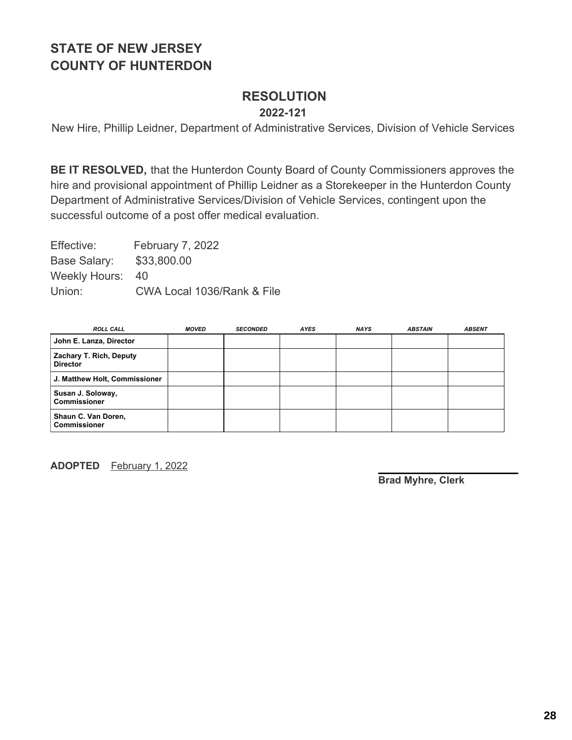**STATE OF NEW JERSEY**
**COUNTY OF HUNTERDON**

## RESOLUTION

**2022-121**

New Hire, Phillip Leidner, Department of Administrative Services, Division of Vehicle Services

**BE IT RESOLVED,** that the Hunterdon County Board of County Commissioners approves the hire and provisional appointment of Phillip Leidner as a Storekeeper in the Hunterdon County Department of Administrative Services/Division of Vehicle Services, contingent upon the successful outcome of a post offer medical evaluation.

Effective: February 7, 2022
Base Salary: $33,800.00
Weekly Hours: 40
Union: CWA Local 1036/Rank & File

| *ROLL CALL* | *MOVED* | *SECONDED* | *AYES* | *NAYS* | *ABSTAIN* | *ABSENT* |
|---|---|---|---|---|---|---|
| **John E. Lanza, Director** | | | | | | |
| **Zachary T. Rich, Deputy Director** | | | | | | |
| **J. Matthew Holt, Commissioner** | | | | | | |
| **Susan J. Soloway, Commissioner** | | | | | | |
| **Shaun C. Van Doren, Commissioner** | | | | | | |

**ADOPTED** February 1, 2022

**Brad Myhre, Clerk**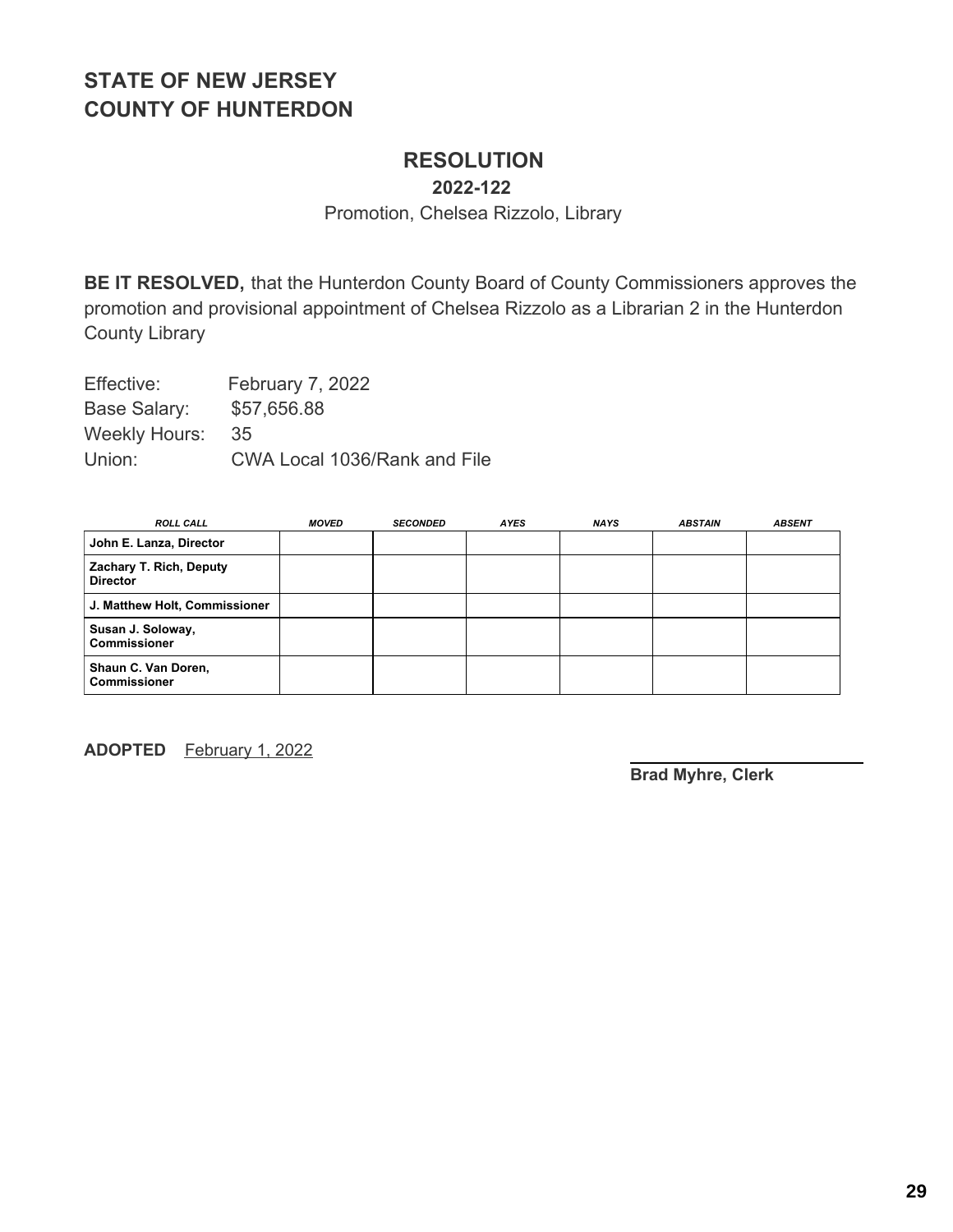**STATE OF NEW JERSEY**
**COUNTY OF HUNTERDON**

## RESOLUTION

**2022-122**

Promotion, Chelsea Rizzolo, Library

**BE IT RESOLVED,** that the Hunterdon County Board of County Commissioners approves the promotion and provisional appointment of Chelsea Rizzolo as a Librarian 2 in the Hunterdon County Library

Effective: February 7, 2022
Base Salary: $57,656.88
Weekly Hours: 35
Union: CWA Local 1036/Rank and File

| ROLL CALL | MOVED | SECONDED | AYES | NAYS | ABSTAIN | ABSENT |
|---|---|---|---|---|---|---|
| **John E. Lanza, Director** | | | | | | |
| **Zachary T. Rich, Deputy Director** | | | | | | |
| **J. Matthew Holt, Commissioner** | | | | | | |
| **Susan J. Soloway, Commissioner** | | | | | | |
| **Shaun C. Van Doren, Commissioner** | | | | | | |

**ADOPTED** February 1, 2022

**Brad Myhre, Clerk**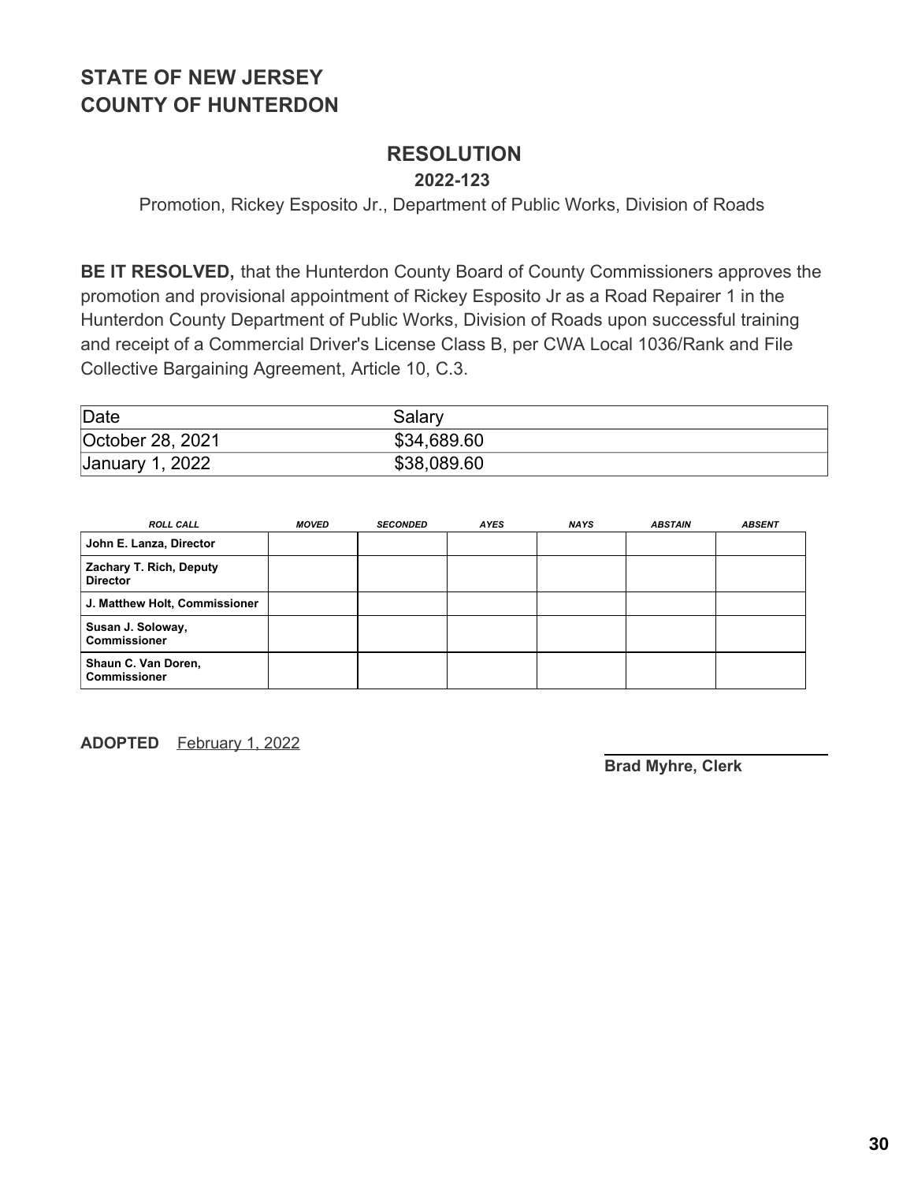# STATE OF NEW JERSEY
# COUNTY OF HUNTERDON

## RESOLUTION

### 2022-123

Promotion, Rickey Esposito Jr., Department of Public Works, Division of Roads

**BE IT RESOLVED,** that the Hunterdon County Board of County Commissioners approves the promotion and provisional appointment of Rickey Esposito Jr as a Road Repairer 1 in the Hunterdon County Department of Public Works, Division of Roads upon successful training and receipt of a Commercial Driver's License Class B, per CWA Local 1036/Rank and File Collective Bargaining Agreement, Article 10, C.3.

| Date | Salary |
|---|---|
| October 28, 2021 | $34,689.60 |
| January 1, 2022 | $38,089.60 |

| ROLL CALL | MOVED | SECONDED | AYES | NAYS | ABSTAIN | ABSENT |
|---|---|---|---|---|---|---|
| John E. Lanza, Director | | | | | | |
| Zachary T. Rich, Deputy Director | | | | | | |
| J. Matthew Holt, Commissioner | | | | | | |
| Susan J. Soloway, Commissioner | | | | | | |
| Shaun C. Van Doren, Commissioner | | | | | | |

**ADOPTED** February 1, 2022

**Brad Myhre, Clerk**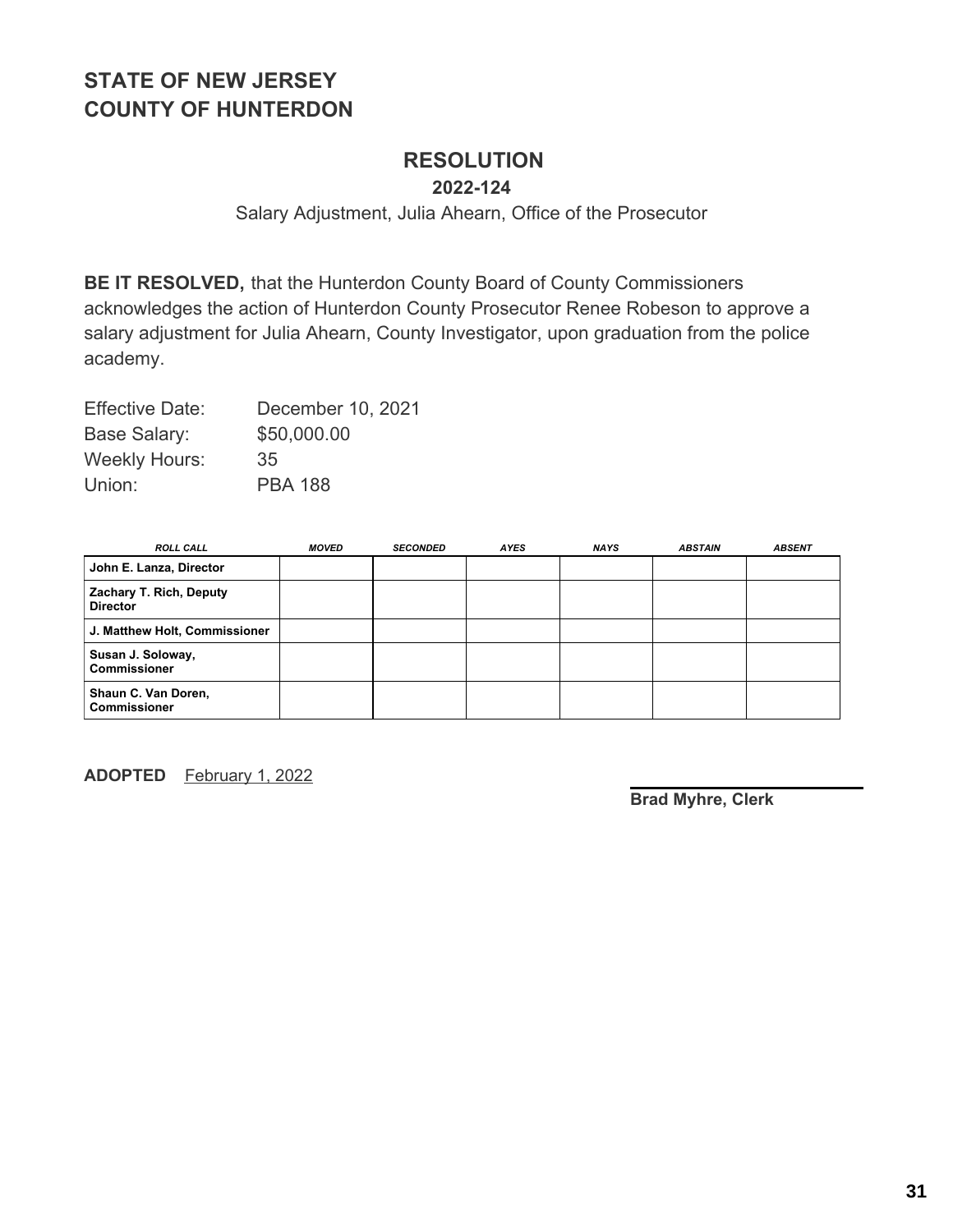## STATE OF NEW JERSEY
## COUNTY OF HUNTERDON

# RESOLUTION

### 2022-124

Salary Adjustment, Julia Ahearn, Office of the Prosecutor

**BE IT RESOLVED,** that the Hunterdon County Board of County Commissioners acknowledges the action of Hunterdon County Prosecutor Renee Robeson to approve a salary adjustment for Julia Ahearn, County Investigator, upon graduation from the police academy.

| | |
|---|---|
| Effective Date: | December 10, 2021 |
| Base Salary: | $50,000.00 |
| Weekly Hours: | 35 |
| Union: | PBA 188 |

| ROLL CALL | MOVED | SECONDED | AYES | NAYS | ABSTAIN | ABSENT |
|---|---|---|---|---|---|---|
| **John E. Lanza, Director** | | | | | | |
| **Zachary T. Rich, Deputy Director** | | | | | | |
| **J. Matthew Holt, Commissioner** | | | | | | |
| **Susan J. Soloway, Commissioner** | | | | | | |
| **Shaun C. Van Doren, Commissioner** | | | | | | |

**ADOPTED** February 1, 2022

**Brad Myhre, Clerk**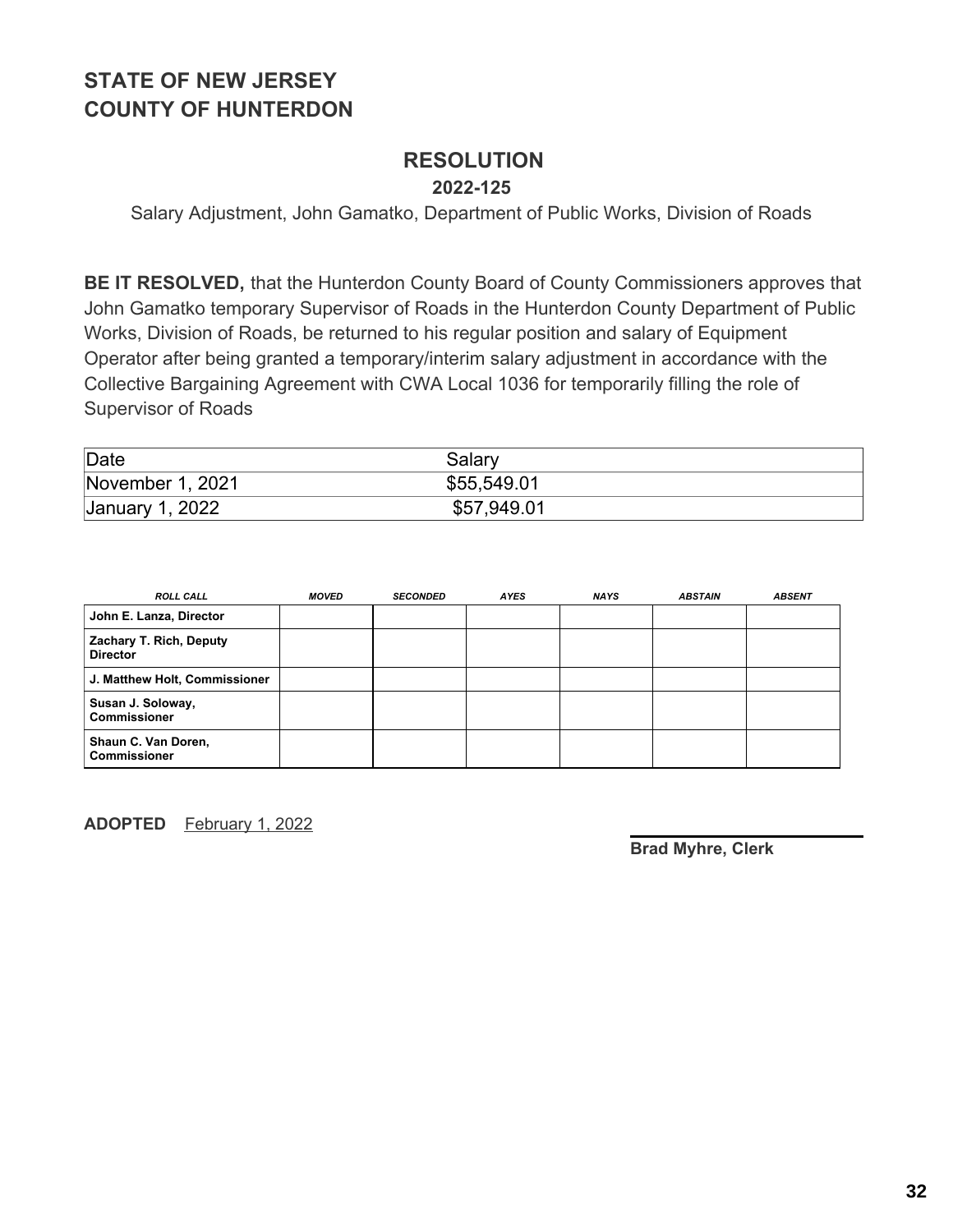**STATE OF NEW JERSEY**
**COUNTY OF HUNTERDON**

# RESOLUTION

**2022-125**

Salary Adjustment, John Gamatko, Department of Public Works, Division of Roads

**BE IT RESOLVED,** that the Hunterdon County Board of County Commissioners approves that John Gamatko temporary Supervisor of Roads in the Hunterdon County Department of Public Works, Division of Roads, be returned to his regular position and salary of Equipment Operator after being granted a temporary/interim salary adjustment in accordance with the Collective Bargaining Agreement with CWA Local 1036 for temporarily filling the role of Supervisor of Roads

| Date | Salary |
|---|---|
| November 1, 2021 | $55,549.01 |
| January 1, 2022 | $57,949.01 |

| ROLL CALL | MOVED | SECONDED | AYES | NAYS | ABSTAIN | ABSENT |
|---|---|---|---|---|---|---|
| John E. Lanza, Director | | | | | | |
| Zachary T. Rich, Deputy Director | | | | | | |
| J. Matthew Holt, Commissioner | | | | | | |
| Susan J. Soloway, Commissioner | | | | | | |
| Shaun C. Van Doren, Commissioner | | | | | | |

**ADOPTED** February 1, 2022

**Brad Myhre, Clerk**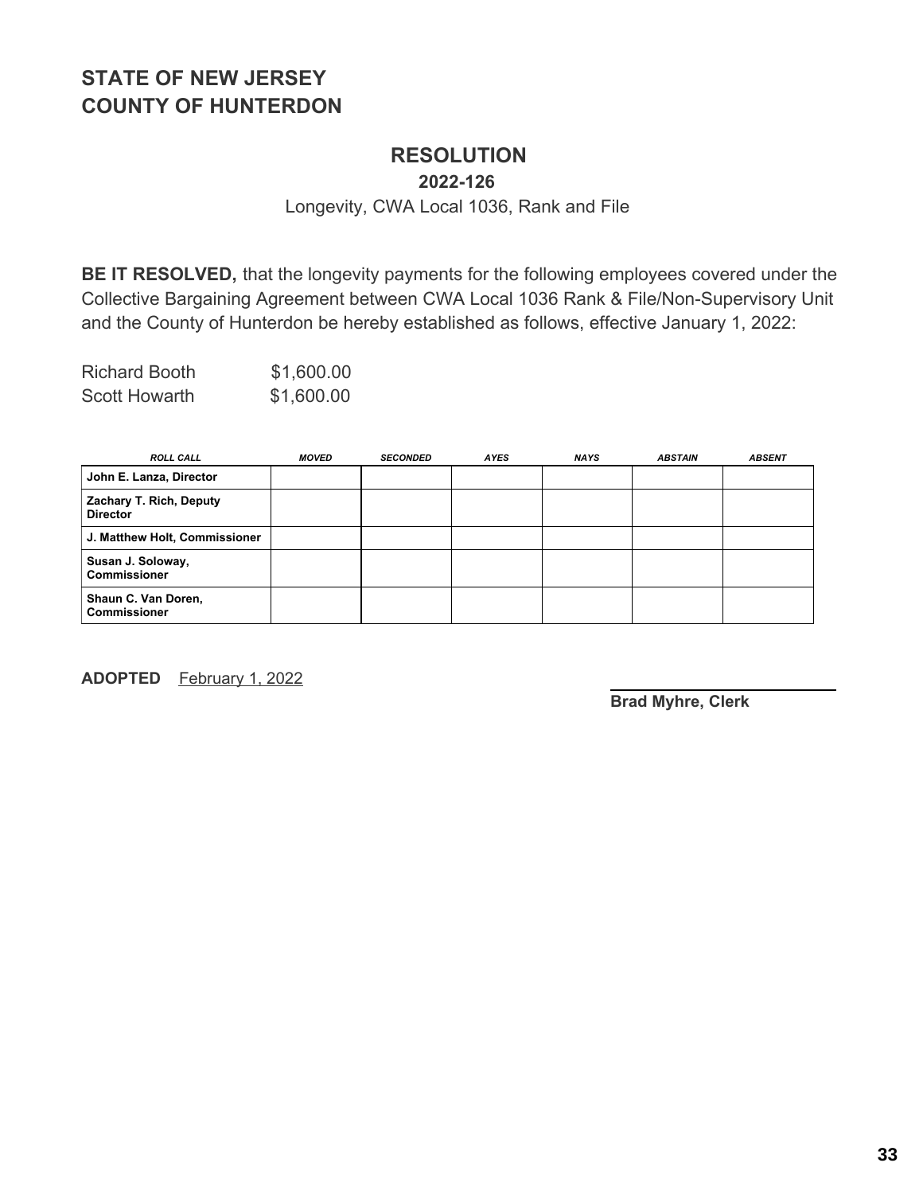# STATE OF NEW JERSEY
# COUNTY OF HUNTERDON

## RESOLUTION

**2022-126**

Longevity, CWA Local 1036, Rank and File

**BE IT RESOLVED,** that the longevity payments for the following employees covered under the Collective Bargaining Agreement between CWA Local 1036 Rank & File/Non-Supervisory Unit and the County of Hunterdon be hereby established as follows, effective January 1, 2022:

Richard Booth $1,600.00
Scott Howarth $1,600.00

| *ROLL CALL* | *MOVED* | *SECONDED* | *AYES* | *NAYS* | *ABSTAIN* | *ABSENT* |
|---|---|---|---|---|---|---|
| **John E. Lanza, Director** | | | | | | |
| **Zachary T. Rich, Deputy Director** | | | | | | |
| **J. Matthew Holt, Commissioner** | | | | | | |
| **Susan J. Soloway, Commissioner** | | | | | | |
| **Shaun C. Van Doren, Commissioner** | | | | | | |

**ADOPTED** February 1, 2022

**Brad Myhre, Clerk**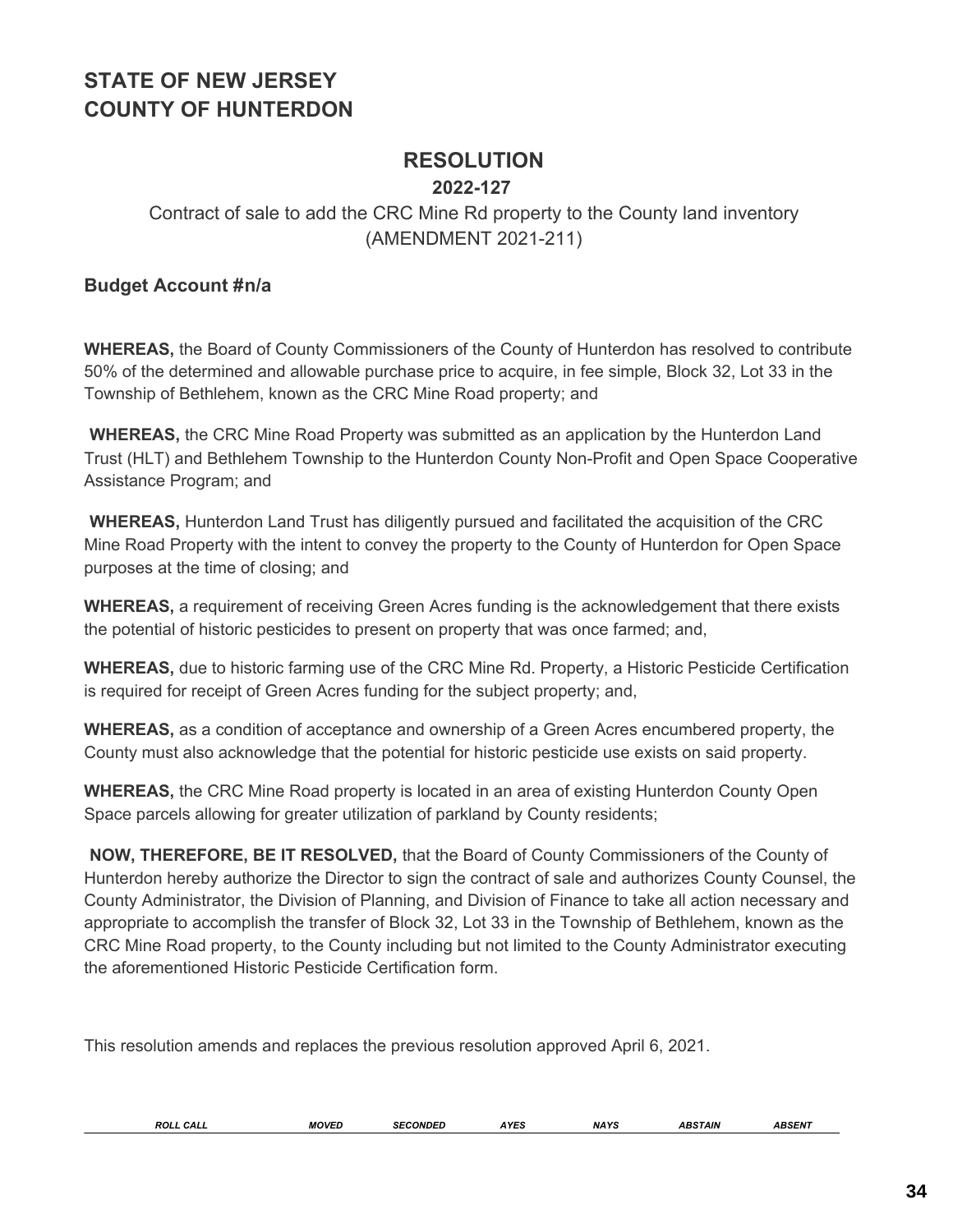# STATE OF NEW JERSEY
# COUNTY OF HUNTERDON

## RESOLUTION

### 2022-127

Contract of sale to add the CRC Mine Rd property to the County land inventory (AMENDMENT 2021-211)

**Budget Account #n/a**

**WHEREAS,** the Board of County Commissioners of the County of Hunterdon has resolved to contribute 50% of the determined and allowable purchase price to acquire, in fee simple, Block 32, Lot 33 in the Township of Bethlehem, known as the CRC Mine Road property; and

**WHEREAS,** the CRC Mine Road Property was submitted as an application by the Hunterdon Land Trust (HLT) and Bethlehem Township to the Hunterdon County Non-Profit and Open Space Cooperative Assistance Program; and

**WHEREAS,** Hunterdon Land Trust has diligently pursued and facilitated the acquisition of the CRC Mine Road Property with the intent to convey the property to the County of Hunterdon for Open Space purposes at the time of closing; and

**WHEREAS,** a requirement of receiving Green Acres funding is the acknowledgement that there exists the potential of historic pesticides to present on property that was once farmed; and,

**WHEREAS,** due to historic farming use of the CRC Mine Rd. Property, a Historic Pesticide Certification is required for receipt of Green Acres funding for the subject property; and,

**WHEREAS,** as a condition of acceptance and ownership of a Green Acres encumbered property, the County must also acknowledge that the potential for historic pesticide use exists on said property.

**WHEREAS,** the CRC Mine Road property is located in an area of existing Hunterdon County Open Space parcels allowing for greater utilization of parkland by County residents;

**NOW, THEREFORE, BE IT RESOLVED,** that the Board of County Commissioners of the County of Hunterdon hereby authorize the Director to sign the contract of sale and authorizes County Counsel, the County Administrator, the Division of Planning, and Division of Finance to take all action necessary and appropriate to accomplish the transfer of Block 32, Lot 33 in the Township of Bethlehem, known as the CRC Mine Road property, to the County including but not limited to the County Administrator executing the aforementioned Historic Pesticide Certification form.

This resolution amends and replaces the previous resolution approved April 6, 2021.

| *ROLL CALL* | *MOVED* | *SECONDED* | *AYES* | *NAYS* | *ABSTAIN* | *ABSENT* |
|---|---|---|---|---|---|---|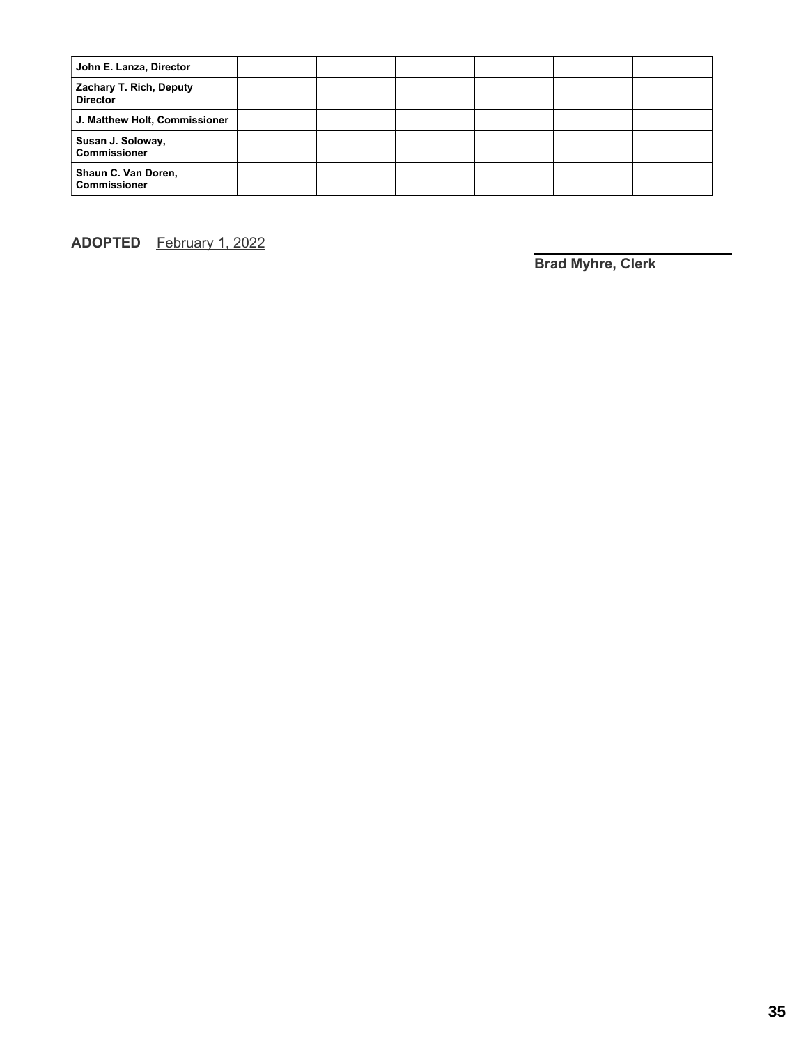| | | | | | | |
|---|---|---|---|---|---|---|
| **John E. Lanza, Director** | | | | | | |
| **Zachary T. Rich, Deputy Director** | | | | | | |
| **J. Matthew Holt, Commissioner** | | | | | | |
| **Susan J. Soloway, Commissioner** | | | | | | |
| **Shaun C. Van Doren, Commissioner** | | | | | | |

**ADOPTED** February 1, 2022

**Brad Myhre, Clerk**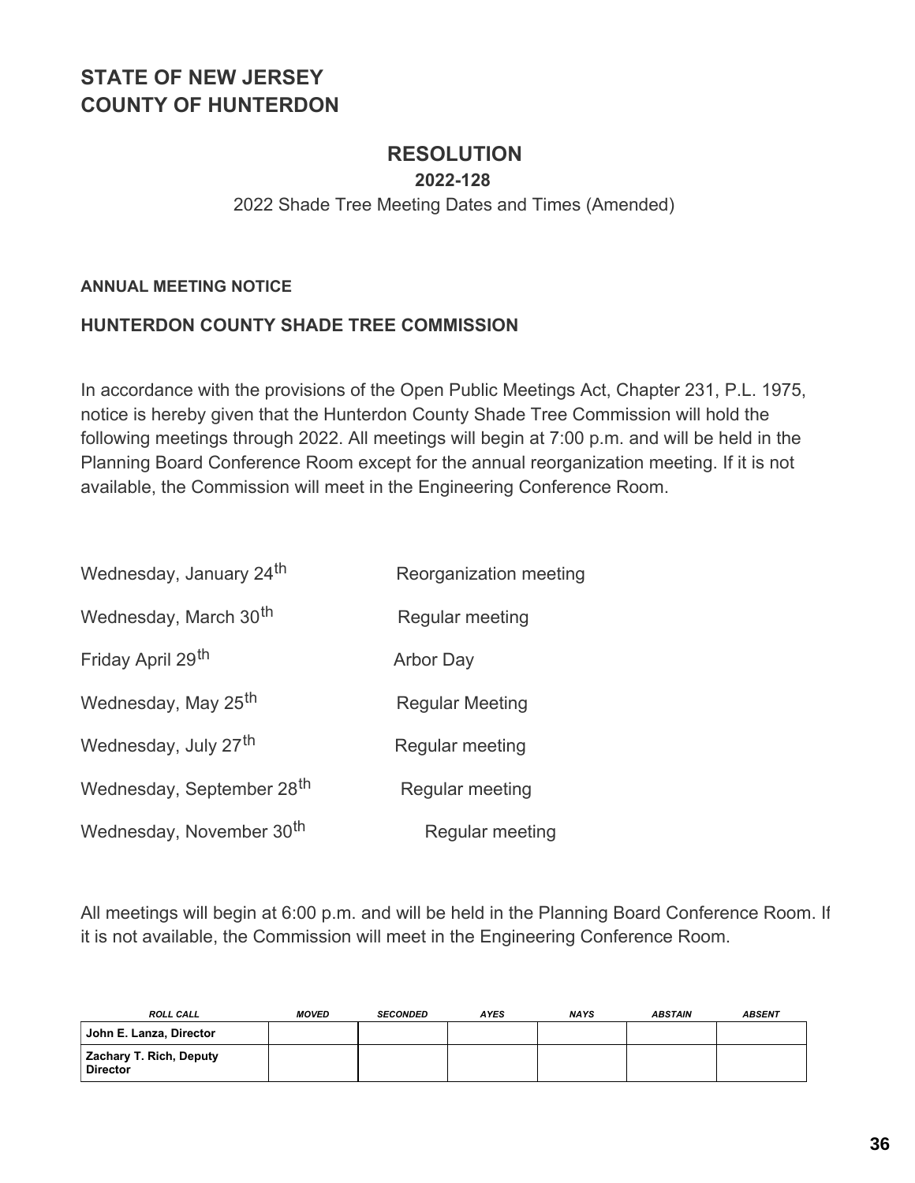# STATE OF NEW JERSEY
# COUNTY OF HUNTERDON

## RESOLUTION

**2022-128**

2022 Shade Tree Meeting Dates and Times (Amended)

**ANNUAL MEETING NOTICE**

**HUNTERDON COUNTY SHADE TREE COMMISSION**

In accordance with the provisions of the Open Public Meetings Act, Chapter 231, P.L. 1975, notice is hereby given that the Hunterdon County Shade Tree Commission will hold the following meetings through 2022. All meetings will begin at 7:00 p.m. and will be held in the Planning Board Conference Room except for the annual reorganization meeting. If it is not available, the Commission will meet in the Engineering Conference Room.

| | |
|---|---|
| Wednesday, January 24th | Reorganization meeting |
| Wednesday, March 30th | Regular meeting |
| Friday April 29th | Arbor Day |
| Wednesday, May 25th | Regular Meeting |
| Wednesday, July 27th | Regular meeting |
| Wednesday, September 28th | Regular meeting |
| Wednesday, November 30th | Regular meeting |

All meetings will begin at 6:00 p.m. and will be held in the Planning Board Conference Room. If it is not available, the Commission will meet in the Engineering Conference Room.

| ROLL CALL | MOVED | SECONDED | AYES | NAYS | ABSTAIN | ABSENT |
|---|---|---|---|---|---|---|
| John E. Lanza, Director | | | | | | |
| Zachary T. Rich, Deputy Director | | | | | | |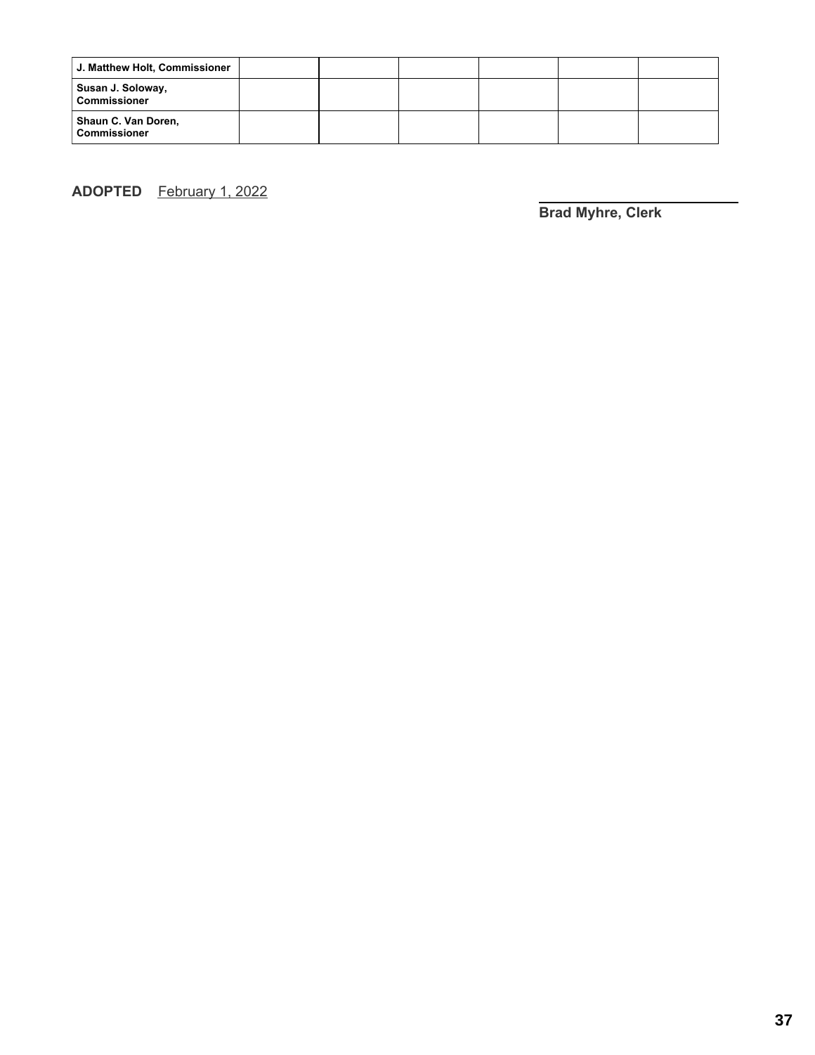| | | | | | | |
|---|---|---|---|---|---|---|
| **J. Matthew Holt, Commissioner** | | | | | | |
| **Susan J. Soloway, Commissioner** | | | | | | |
| **Shaun C. Van Doren, Commissioner** | | | | | | |

**ADOPTED** February 1, 2022

**Brad Myhre, Clerk**